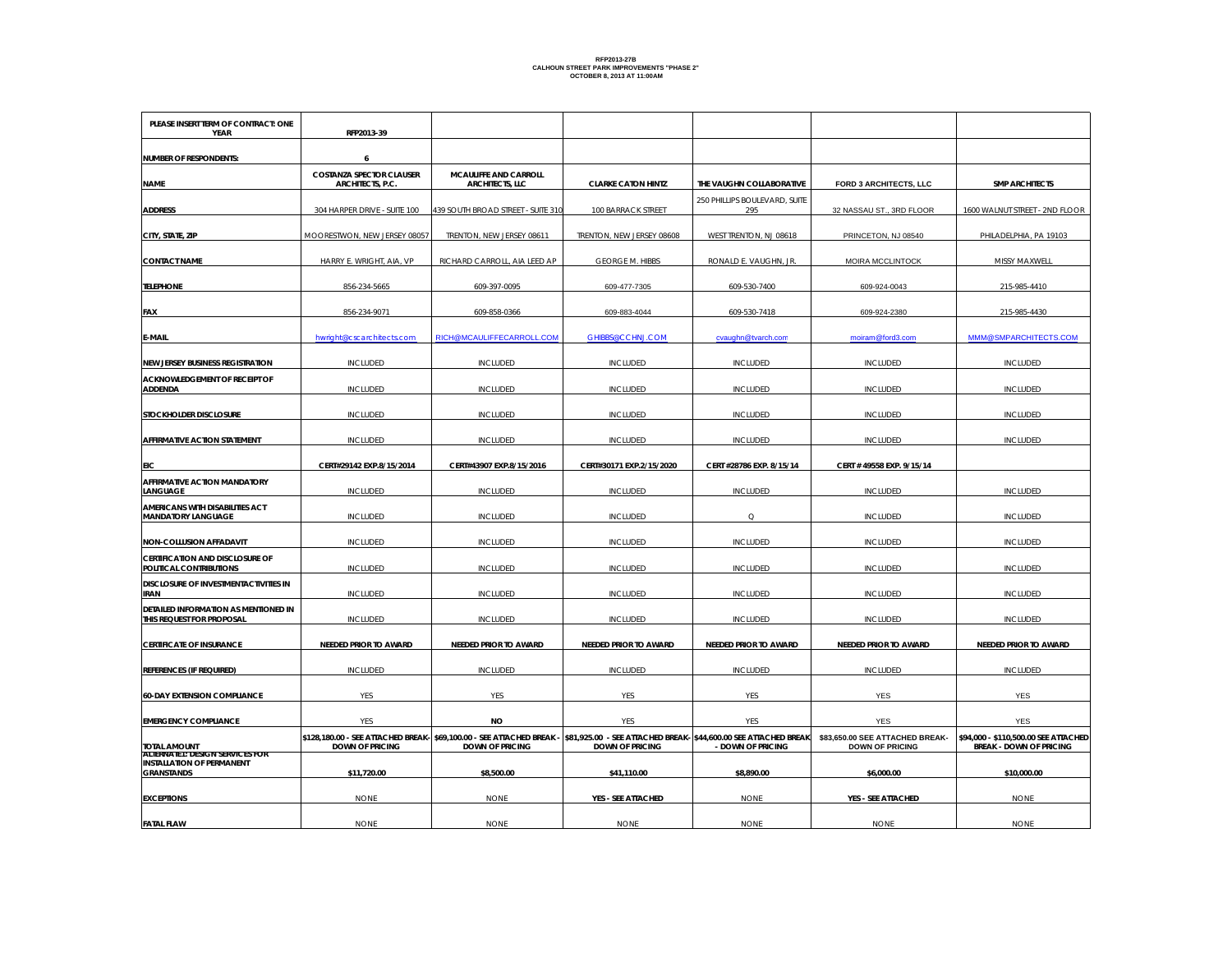**RFP2013-27B**
**CALHOUN STREET PARK IMPROVEMENTS "PHASE 2"**
**OCTOBER 8, 2013 AT 11:00AM**

| PLEASE INSERT TERM OF CONTRACT: ONE YEAR | RFP2013-39 | | | | | |
|---|---|---|---|---|---|---|
| NUMBER OF RESPONDENTS: | 6 | | | | | |
| NAME | COSTANZA SPECTOR CLAUSER ARCHITECTS, P.C. | MCAULIFFE AND CARROLL ARCHITECTS, LLC | CLARKE CATON HINTZ | THE VAUGHN COLLABORATIVE | FORD 3 ARCHITECTS, LLC | SMP ARCHITECTS |
| ADDRESS | 304 HARPER DRIVE - SUITE 100 | 439 SOUTH BROAD STREET - SUITE 310 | 100 BARRACK STREET | 250 PHILLIPS BOULEVARD, SUITE 295 | 32 NASSAU ST., 3RD FLOOR | 1600 WALNUT STREET - 2ND FLOOR |
| CITY, STATE, ZIP | MOORESTWON, NEW JERSEY 08057 | TRENTON, NEW JERSEY 08611 | TRENTON, NEW JERSEY 08608 | WEST TRENTON, NJ 08618 | PRINCETON, NJ 08540 | PHILADELPHIA, PA 19103 |
| CONTACT NAME | HARRY E. WRIGHT, AIA, VP | RICHARD CARROLL, AIA LEED AP | GEORGE M. HIBBS | RONALD E. VAUGHN, JR. | MOIRA MCCLINTOCK | MISSY MAXWELL |
| TELEPHONE | 856-234-5665 | 609-397-0095 | 609-477-7305 | 609-530-7400 | 609-924-0043 | 215-985-4410 |
| FAX | 856-234-9071 | 609-858-0366 | 609-883-4044 | 609-530-7418 | 609-924-2380 | 215-985-4430 |
| E-MAIL | hwright@cscarchitects.com | RICH@MCAULIFFECARROLL.COM | GHIBBS@CCHNJ.COM | cvaughn@tvarch.com | moiram@ford3.com | MMM@SMPARCHITECTS.COM |
| NEW JERSEY BUSINESS REGISTRATION | INCLUDED | INCLUDED | INCLUDED | INCLUDED | INCLUDED | INCLUDED |
| ACKNOWLEDGEMENT OF RECEIPT OF ADDENDA | INCLUDED | INCLUDED | INCLUDED | INCLUDED | INCLUDED | INCLUDED |
| STOCKHOLDER DISCLOSURE | INCLUDED | INCLUDED | INCLUDED | INCLUDED | INCLUDED | INCLUDED |
| AFFIRMATIVE ACTION STATEMENT | INCLUDED | INCLUDED | INCLUDED | INCLUDED | INCLUDED | INCLUDED |
| EIC | CERT#29142 EXP.8/15/2014 | CERT#43907 EXP.8/15/2016 | CERT#30171 EXP.2/15/2020 | CERT #28786 EXP. 8/15/14 | CERT # 49558 EXP. 9/15/14 | |
| AFFIRMATIVE ACTION MANDATORY LANGUAGE | INCLUDED | INCLUDED | INCLUDED | INCLUDED | INCLUDED | INCLUDED |
| AMERICANS WITH DISABILITIES ACT MANDATORY LANGUAGE | INCLUDED | INCLUDED | INCLUDED | Q | INCLUDED | INCLUDED |
| NON-COLLUSION AFFADAVIT | INCLUDED | INCLUDED | INCLUDED | INCLUDED | INCLUDED | INCLUDED |
| CERTIFICATION AND DISCLOSURE OF POLITICAL CONTRIBUTIONS | INCLUDED | INCLUDED | INCLUDED | INCLUDED | INCLUDED | INCLUDED |
| DISCLOSURE OF INVESTMENT ACTIVITIES IN IRAN | INCLUDED | INCLUDED | INCLUDED | INCLUDED | INCLUDED | INCLUDED |
| DETAILED INFORMATION AS MENTIONED IN THIS REQUEST FOR PROPOSAL | INCLUDED | INCLUDED | INCLUDED | INCLUDED | INCLUDED | INCLUDED |
| CERTIFICATE OF INSURANCE | NEEDED PRIOR TO AWARD | NEEDED PRIOR TO AWARD | NEEDED PRIOR TO AWARD | NEEDED PRIOR TO AWARD | NEEDED PRIOR TO AWARD | NEEDED PRIOR TO AWARD |
| REFERENCES (IF REQUIRED) | INCLUDED | INCLUDED | INCLUDED | INCLUDED | INCLUDED | INCLUDED |
| 60-DAY EXTENSION COMPLIANCE | YES | YES | YES | YES | YES | YES |
| EMERGENCY COMPLIANCE | YES | NO | YES | YES | YES | YES |
| TOTAL AMOUNT | $128,180.00 - SEE ATTACHED BREAK-DOWN OF PRICING | $69,100.00 - SEE ATTACHED BREAK-DOWN OF PRICING | $81,925.00 - SEE ATTACHED BREAK-DOWN OF PRICING | $44,600.00 SEE ATTACHED BREAK - DOWN OF PRICING | $83,650.00 SEE ATTACHED BREAK-DOWN OF PRICING | $94,000 - $110,500.00 SEE ATTACHED BREAK - DOWN OF PRICING |
| ALTERNATE 1: DESIGN SERVICES FOR INSTALLATION OF PERMANENT GRANSTANDS | $11,720.00 | $8,500.00 | $41,110.00 | $8,890.00 | $6,000.00 | $10,000.00 |
| EXCEPTIONS | NONE | NONE | YES - SEE ATTACHED | NONE | YES - SEE ATTACHED | NONE |
| FATAL FLAW | NONE | NONE | NONE | NONE | NONE | NONE |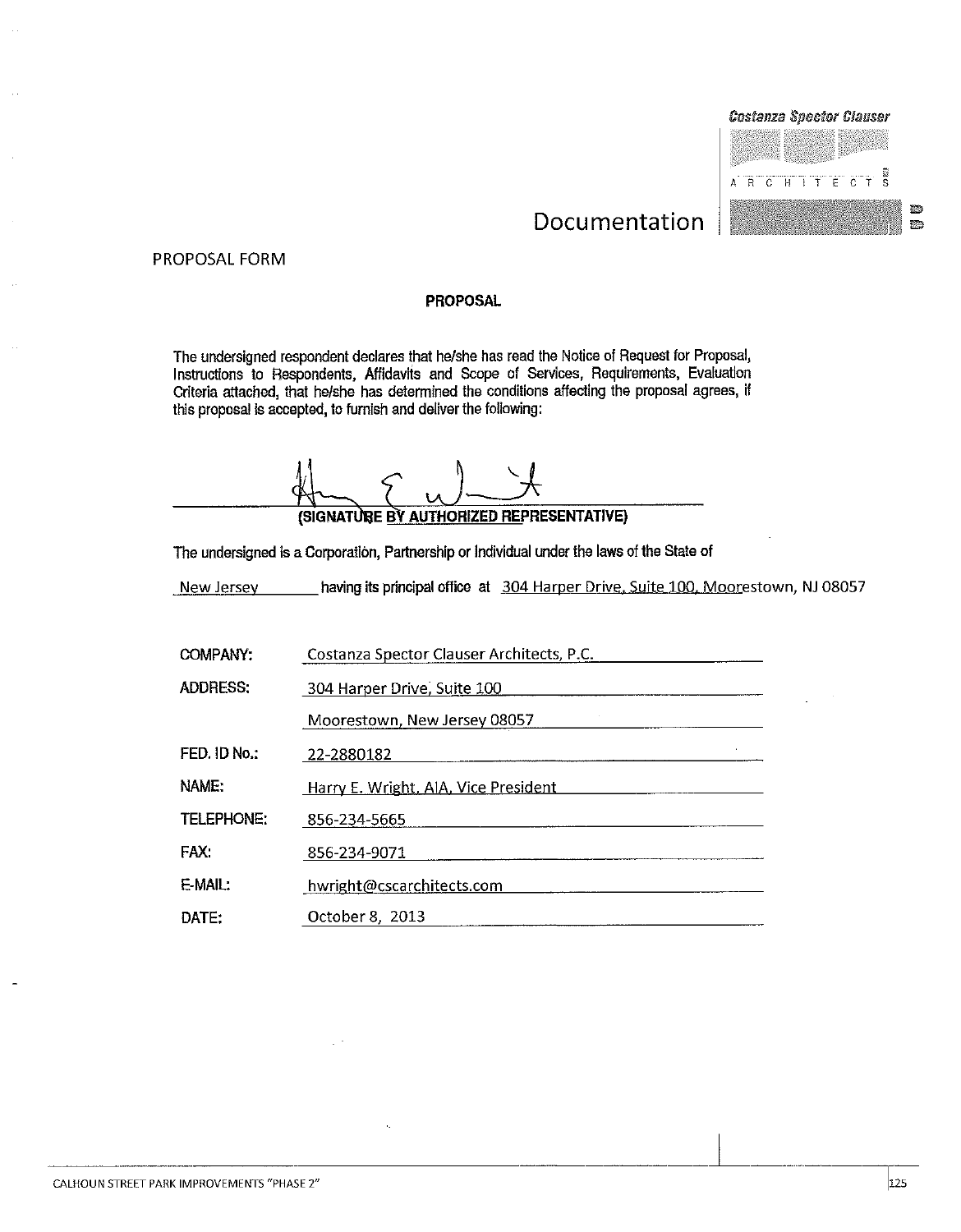Costanza Spector Clauser
ARCHITECTS

# Documentation

PROPOSAL FORM

**PROPOSAL**

The undersigned respondent declares that he/she has read the Notice of Request for Proposal, Instructions to Respondents, Affidavits and Scope of Services, Requirements, Evaluation Criteria attached, that he/she has determined the conditions affecting the proposal agrees, if this proposal is accepted, to furnish and deliver the following:

**(SIGNATURE BY AUTHORIZED REPRESENTATIVE)**

The undersigned is a Corporation, Partnership or Individual under the laws of the State of

New Jersey having its principal office at 304 Harper Drive, Suite 100, Moorestown, NJ 08057

| | |
|---|---|
| COMPANY: | Costanza Spector Clauser Architects, P.C. |
| ADDRESS: | 304 Harper Drive, Suite 100 |
| | Moorestown, New Jersey 08057 |
| FED. ID No.: | 22-2880182 |
| NAME: | Harry E. Wright, AIA, Vice President |
| TELEPHONE: | 856-234-5665 |
| FAX: | 856-234-9071 |
| E-MAIL: | hwright@cscarchitects.com |
| DATE: | October 8, 2013 |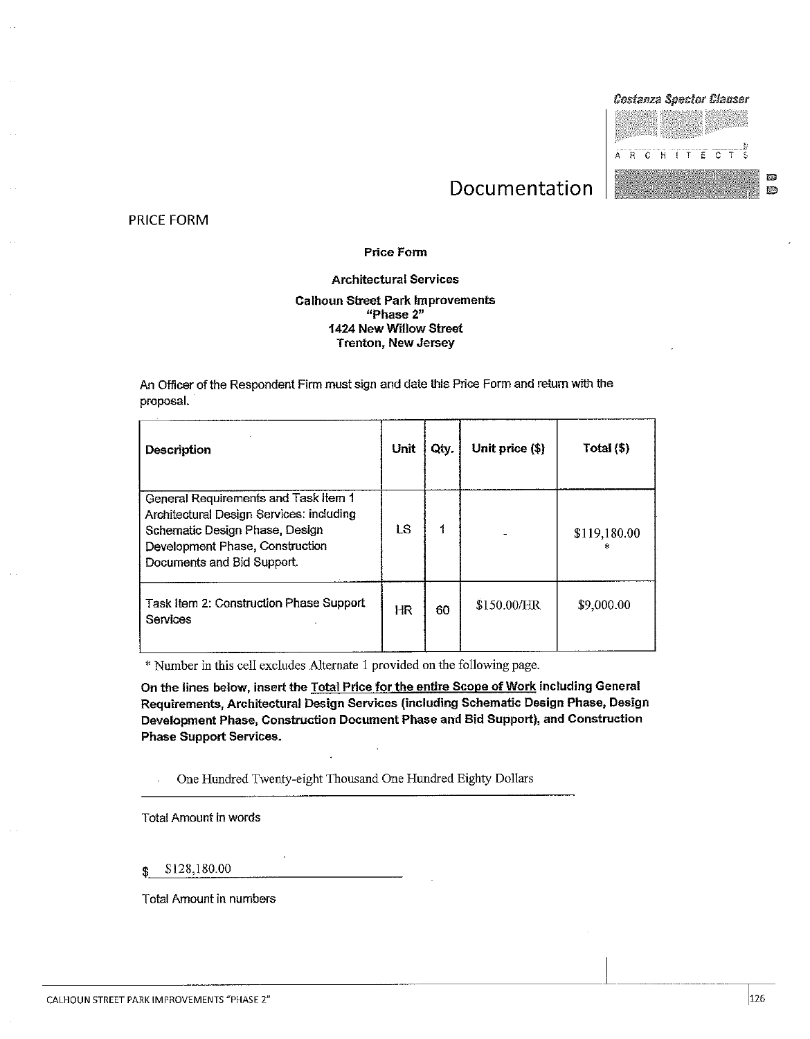Costanza Spector Clauser ARCHITECTS

# Documentation

PRICE FORM

**Price Form**

**Architectural Services**

**Calhoun Street Park Improvements**
**"Phase 2"**
**1424 New Willow Street**
**Trenton, New Jersey**

An Officer of the Respondent Firm must sign and date this Price Form and return with the proposal.

| Description | Unit | Qty. | Unit price ($) | Total ($) |
|---|---|---|---|---|
| General Requirements and Task Item 1 Architectural Design Services: including Schematic Design Phase, Design Development Phase, Construction Documents and Bid Support. | LS | 1 | - | $119,180.00 * |
| Task Item 2: Construction Phase Support Services | HR | 60 | $150.00/HR | $9,000.00 |

\* Number in this cell excludes Alternate 1 provided on the following page.

**On the lines below, insert the <u>Total Price for the entire Scope of Work</u> including General Requirements, Architectural Design Services (including Schematic Design Phase, Design Development Phase, Construction Document Phase and Bid Support), and Construction Phase Support Services.**

One Hundred Twenty-eight Thousand One Hundred Eighty Dollars

Total Amount in words

$ $128,180.00

Total Amount in numbers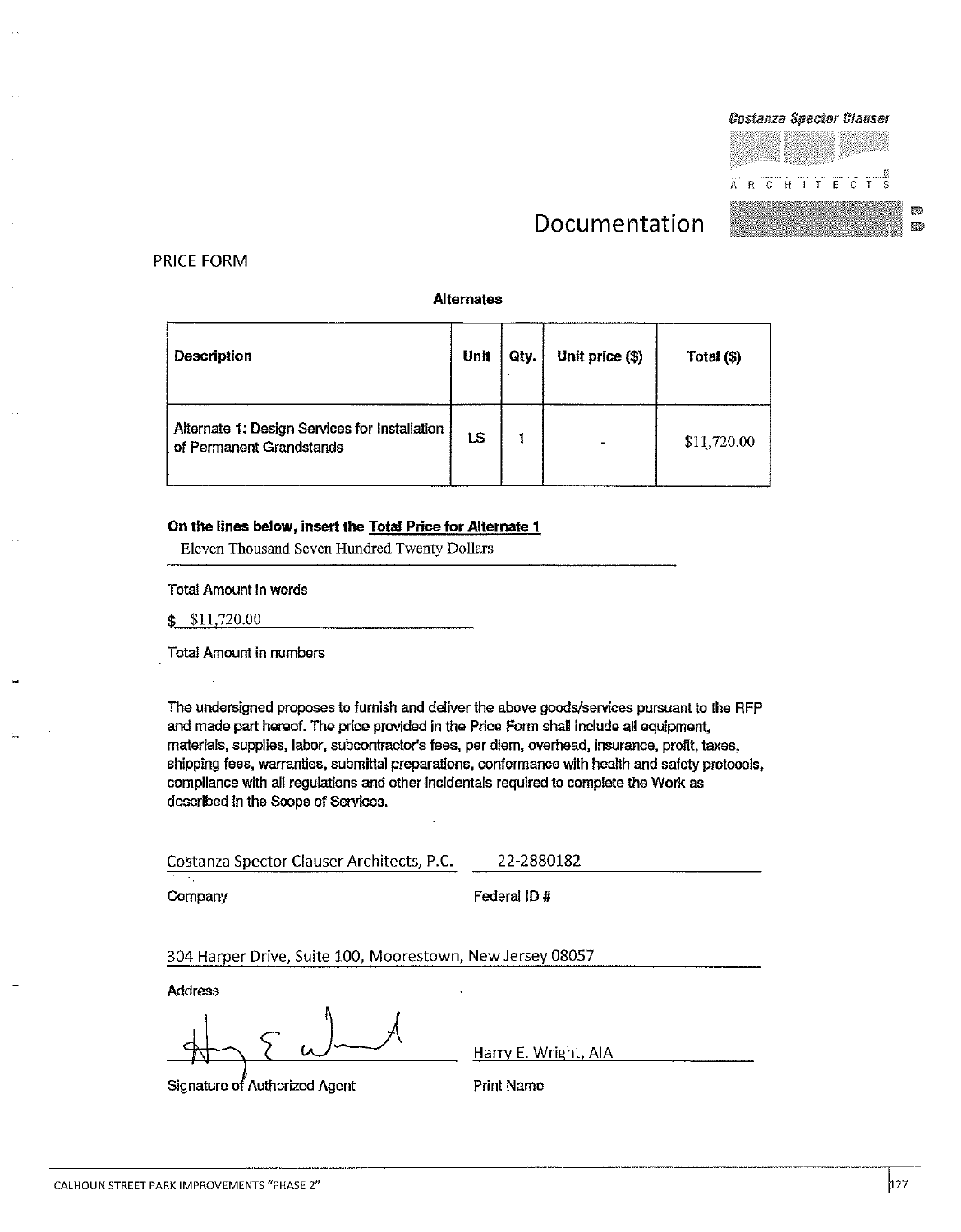Costanza Spector Clauser ARCHITECTS

# Documentation

PRICE FORM

**Alternates**

| Description | Unit | Qty. | Unit price ($) | Total ($) |
|---|---|---|---|---|
| Alternate 1: Design Services for Installation of Permanent Grandstands | LS | 1 | - | $11,720.00 |

**On the lines below, insert the Total Price for Alternate 1**

Eleven Thousand Seven Hundred Twenty Dollars

Total Amount in words

$ $11,720.00

Total Amount in numbers

The undersigned proposes to furnish and deliver the above goods/services pursuant to the RFP and made part hereof. The price provided in the Price Form shall include all equipment, materials, supplies, labor, subcontractor's fees, per diem, overhead, insurance, profit, taxes, shipping fees, warranties, submittal preparations, conformance with health and safety protocols, compliance with all regulations and other incidentals required to complete the Work as described in the Scope of Services.

Costanza Spector Clauser Architects, P.C. — 22-2880182

Company — Federal ID #

304 Harper Drive, Suite 100, Moorestown, New Jersey 08057

Address

[Signature] — Harry E. Wright, AIA

Signature of Authorized Agent — Print Name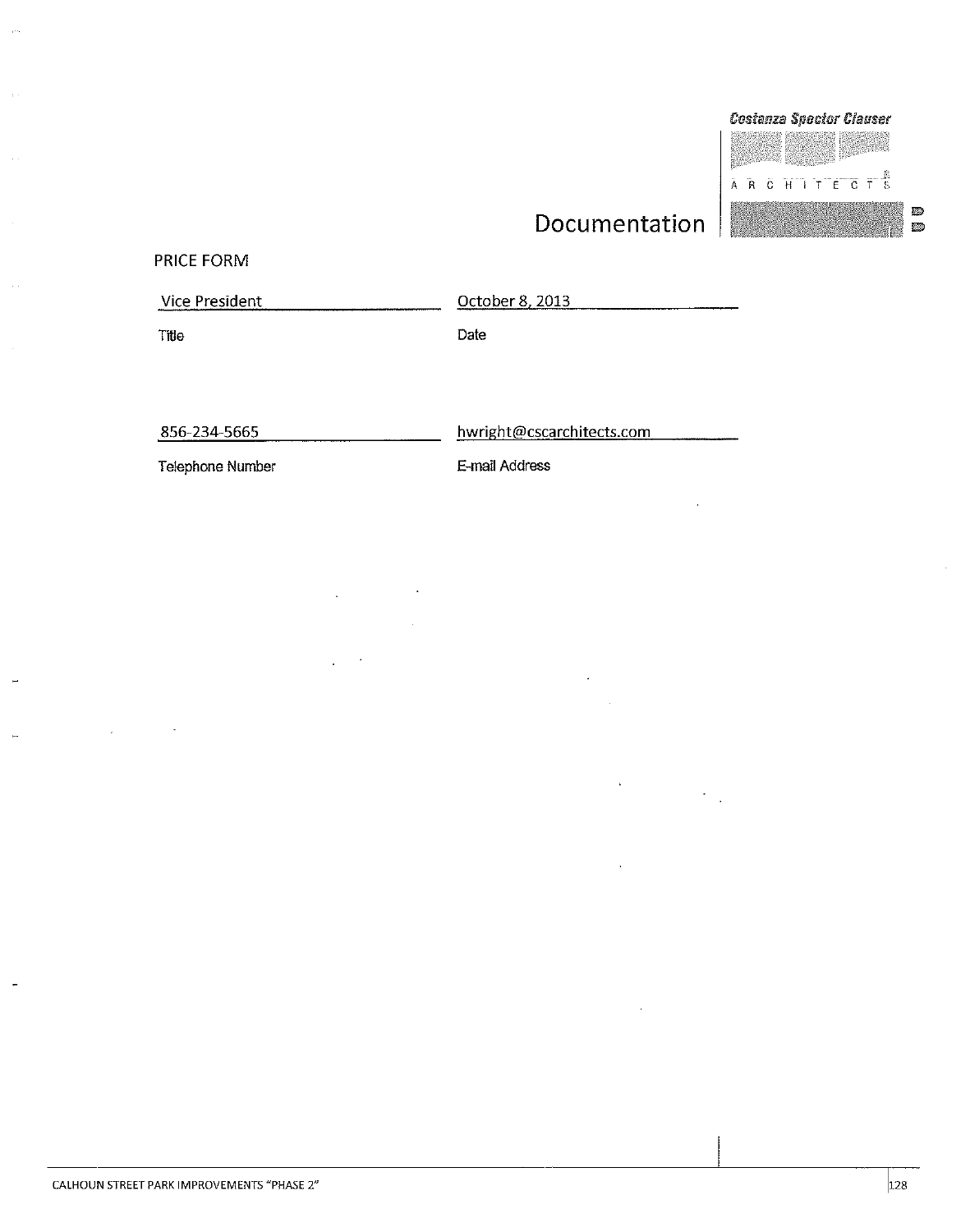# Documentation

PRICE FORM

| Vice President | October 8, 2013 |
|---|---|
| Title | Date |

| 856-234-5665 | hwright@cscarchitects.com |
|---|---|
| Telephone Number | E-mail Address |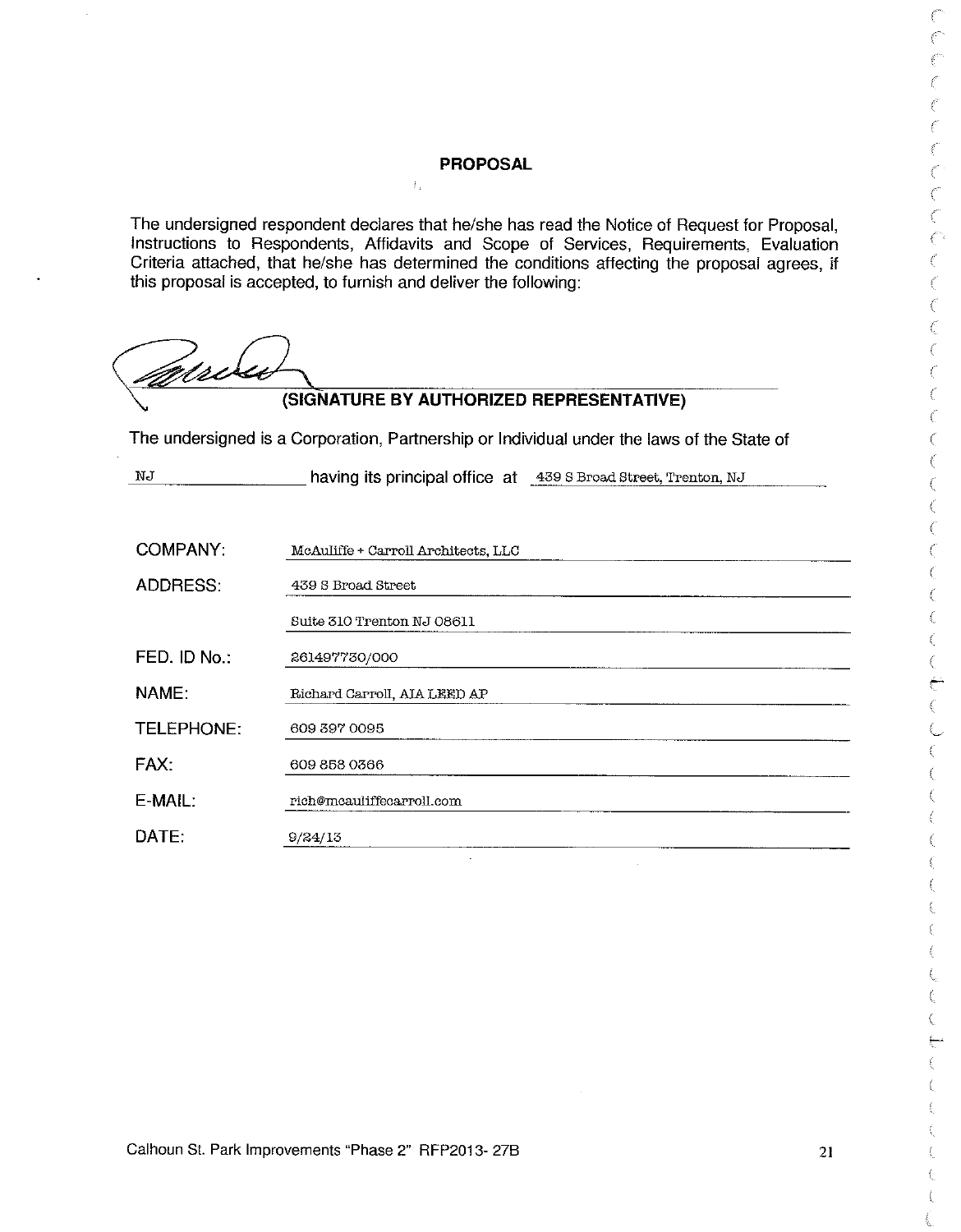# PROPOSAL

The undersigned respondent declares that he/she has read the Notice of Request for Proposal, Instructions to Respondents, Affidavits and Scope of Services, Requirements, Evaluation Criteria attached, that he/she has determined the conditions affecting the proposal agrees, if this proposal is accepted, to furnish and deliver the following:

**(SIGNATURE BY AUTHORIZED REPRESENTATIVE)**

The undersigned is a Corporation, Partnership or Individual under the laws of the State of NJ having its principal office at 439 S Broad Street, Trenton, NJ

| | |
|---|---|
| COMPANY: | McAuliffe + Carroll Architects, LLC |
| ADDRESS: | 439 S Broad Street |
| | Suite 310 Trenton NJ 08611 |
| FED. ID No.: | 261497730/000 |
| NAME: | Richard Carroll, AIA LEED AP |
| TELEPHONE: | 609 397 0095 |
| FAX: | 609 853 0366 |
| E-MAIL: | rich@mcauliffecarroll.com |
| DATE: | 9/24/13 |

Calhoun St. Park Improvements "Phase 2" RFP2013- 27B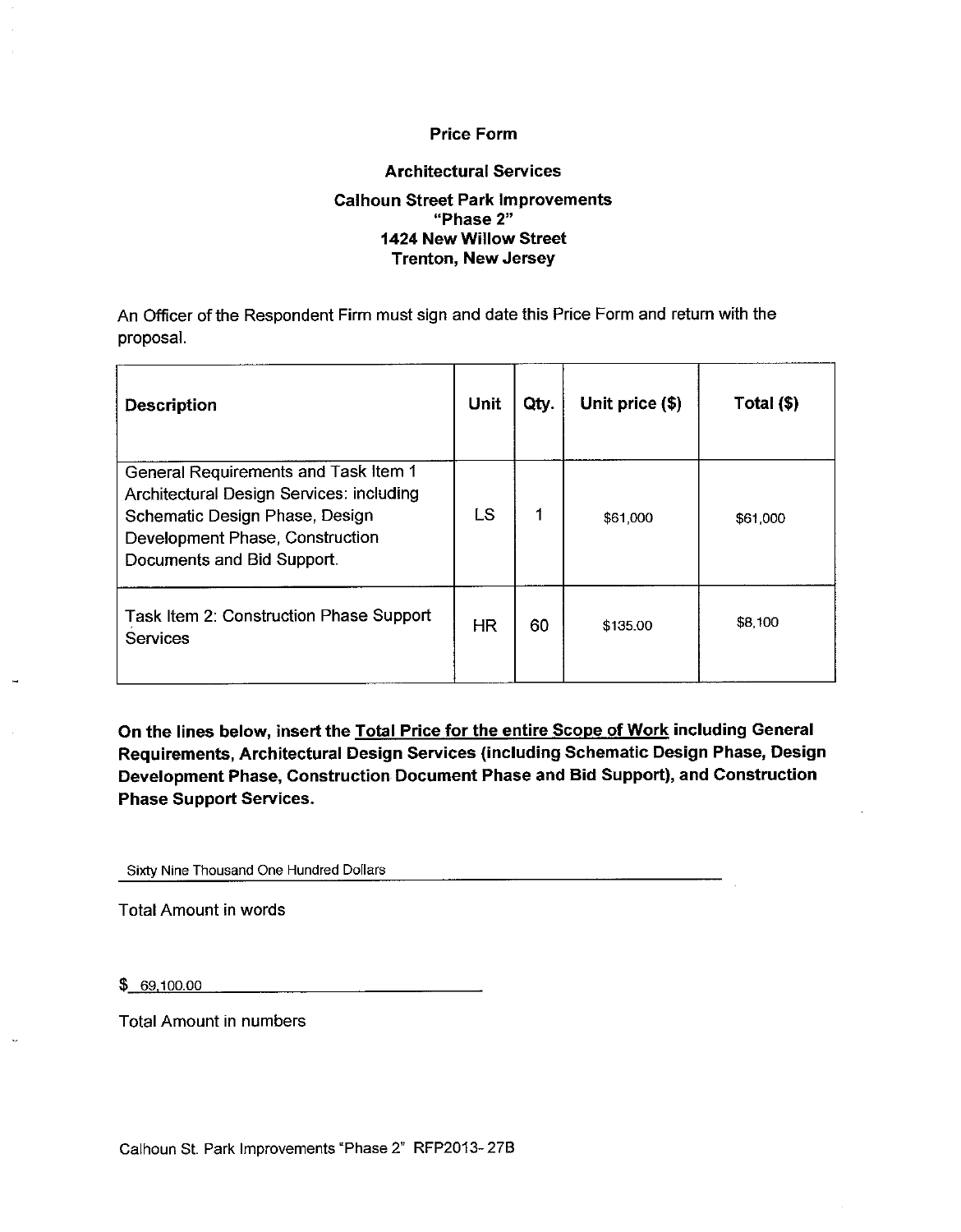## Price Form

### Architectual Services

### Calhoun Street Park Improvements
### "Phase 2"
### 1424 New Willow Street
### Trenton, New Jersey

An Officer of the Respondent Firm must sign and date this Price Form and return with the proposal.

| Description | Unit | Qty. | Unit price ($) | Total ($) |
|---|---|---|---|---|
| General Requirements and Task Item 1 Architectural Design Services: including Schematic Design Phase, Design Development Phase, Construction Documents and Bid Support. | LS | 1 | $61,000 | $61,000 |
| Task Item 2: Construction Phase Support Services | HR | 60 | $135.00 | $8,100 |

**On the lines below, insert the Total Price for the entire Scope of Work including General Requirements, Architectural Design Services (including Schematic Design Phase, Design Development Phase, Construction Document Phase and Bid Support), and Construction Phase Support Services.**

Sixty Nine Thousand One Hundred Dollars

Total Amount in words

$ 69,100.00

Total Amount in numbers

Calhoun St. Park Improvements "Phase 2" RFP2013- 27B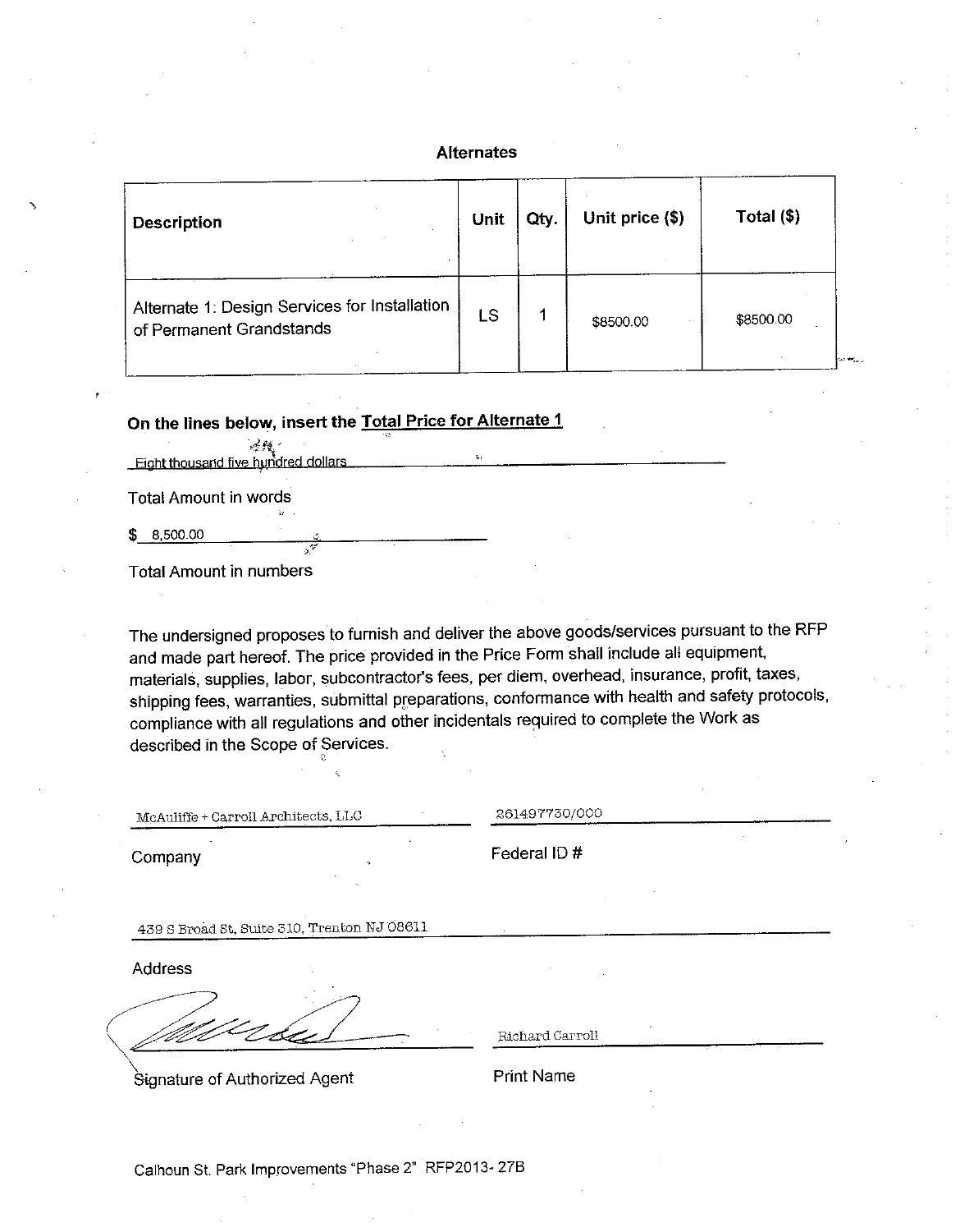## Alternates

| Description | Unit | Qty. | Unit price ($) | Total ($) |
|---|---|---|---|---|
| Alternate 1: Design Services for Installation of Permanent Grandstands | LS | 1 | $8500.00 | $8500.00 |

**On the lines below, insert the Total Price for Alternate 1**

Eight thousand five hundred dollars

Total Amount in words

$ 8,500.00

Total Amount in numbers

The undersigned proposes to furnish and deliver the above goods/services pursuant to the RFP and made part hereof. The price provided in the Price Form shall include all equipment, materials, supplies, labor, subcontractor's fees, per diem, overhead, insurance, profit, taxes, shipping fees, warranties, submittal preparations, conformance with health and safety protocols, compliance with all regulations and other incidentals required to complete the Work as described in the Scope of Services.

McAuliffe + Carroll Architects, LLC

Company

261497730/000

Federal ID #

439 S Broad St, Suite 310, Trenton NJ 08611

Address

[Signature]

Signature of Authorized Agent

Richard Carroll

Print Name

Calhoun St. Park Improvements "Phase 2" RFP2013- 27B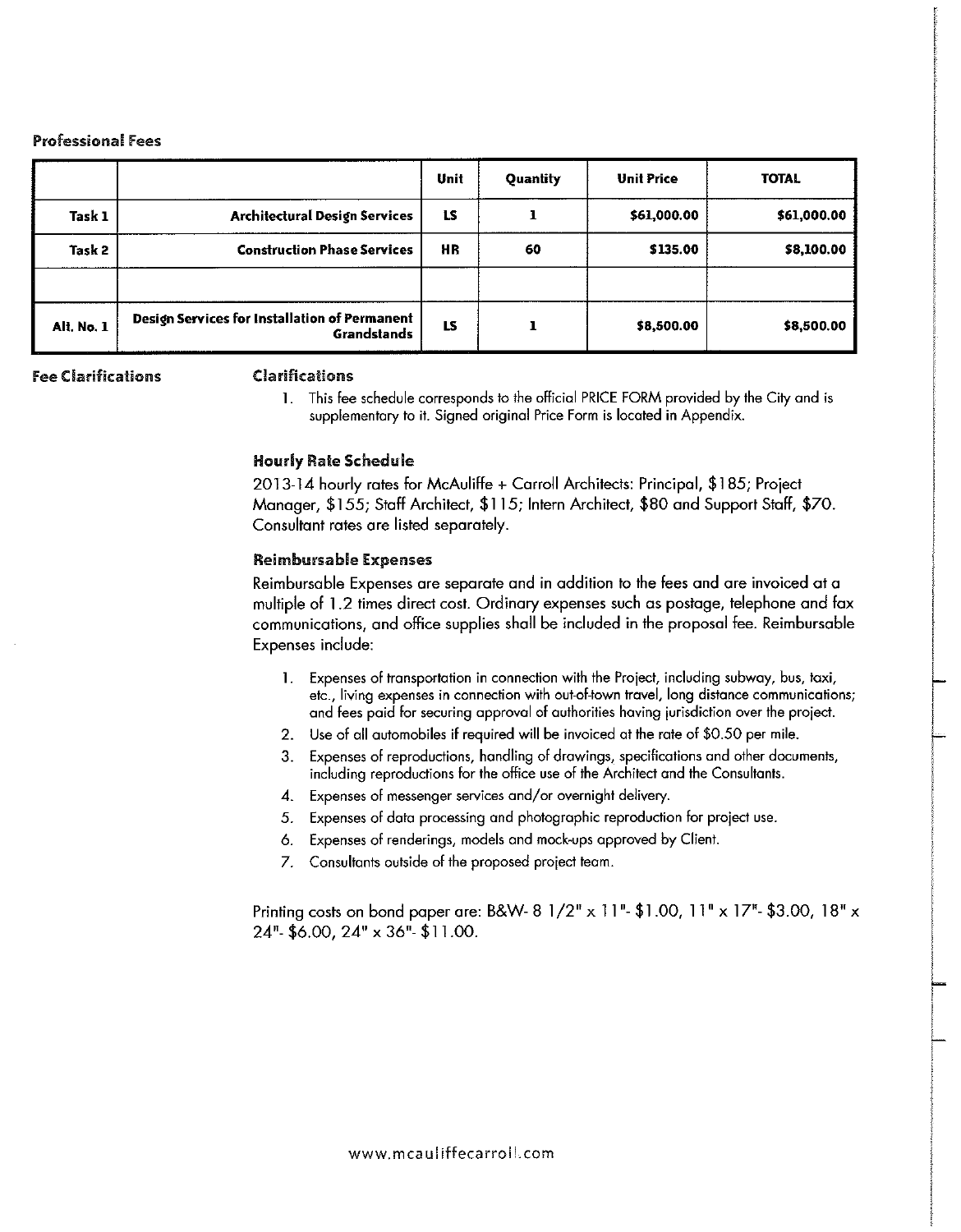## Professional Fees

| | | Unit | Quantity | Unit Price | TOTAL |
|---|---|---|---|---|---|
| Task 1 | Architectural Design Services | LS | 1 | $61,000.00 | $61,000.00 |
| Task 2 | Construction Phase Services | HR | 60 | $135.00 | $8,100.00 |
| | | | | | |
| Alt. No. 1 | Design Services for Installation of Permanent Grandstands | LS | 1 | $8,500.00 | $8,500.00 |

## Fee Clarifications

### Clarifications

1. This fee schedule corresponds to the official PRICE FORM provided by the City and is supplementary to it. Signed original Price Form is located in Appendix.

### Hourly Rate Schedule

2013-14 hourly rates for McAuliffe + Carroll Architects: Principal, $185; Project Manager, $155; Staff Architect, $115; Intern Architect, $80 and Support Staff, $70. Consultant rates are listed separately.

### Reimbursable Expenses

Reimbursable Expenses are separate and in addition to the fees and are invoiced at a multiple of 1.2 times direct cost. Ordinary expenses such as postage, telephone and fax communications, and office supplies shall be included in the proposal fee. Reimbursable Expenses include:

1. Expenses of transportation in connection with the Project, including subway, bus, taxi, etc., living expenses in connection with out-of-town travel, long distance communications; and fees paid for securing approval of authorities having jurisdiction over the project.
2. Use of all automobiles if required will be invoiced at the rate of $0.50 per mile.
3. Expenses of reproductions, handling of drawings, specifications and other documents, including reproductions for the office use of the Architect and the Consultants.
4. Expenses of messenger services and/or overnight delivery.
5. Expenses of data processing and photographic reproduction for project use.
6. Expenses of renderings, models and mock-ups approved by Client.
7. Consultants outside of the proposed project team.

Printing costs on bond paper are: B&W- 8 1/2" x 11"- $1.00, 11" x 17"- $3.00, 18" x 24"- $6.00, 24" x 36"- $11.00.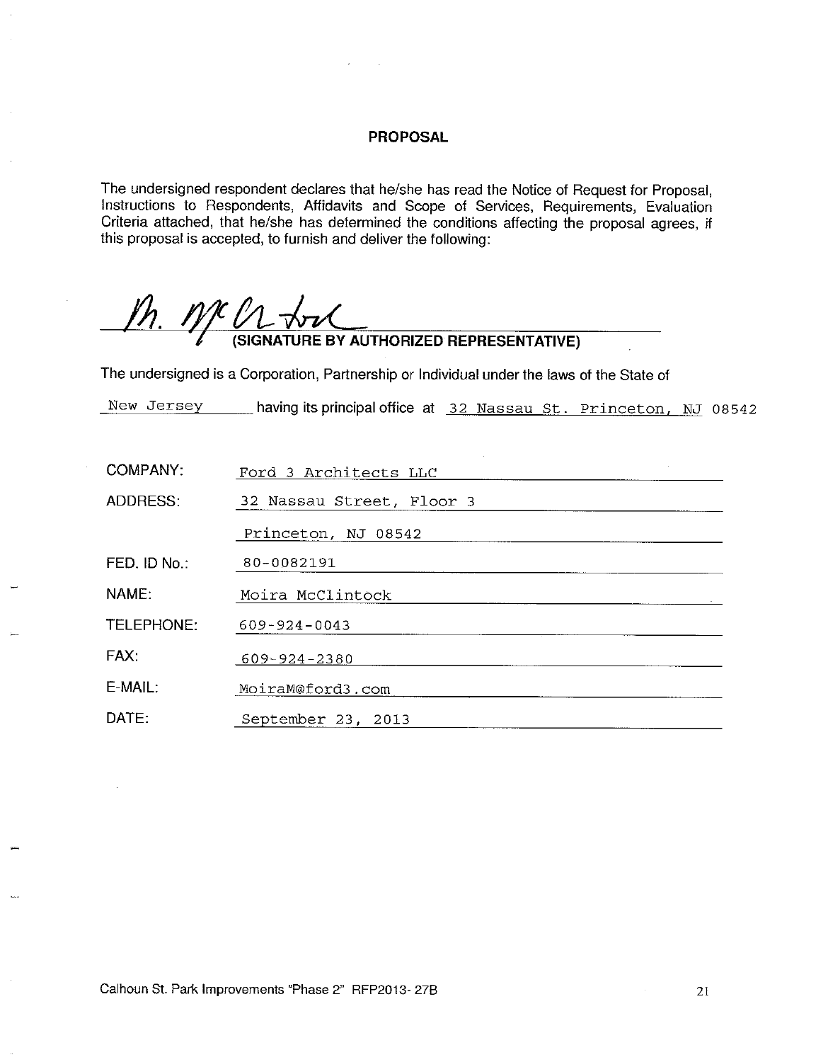## PROPOSAL

The undersigned respondent declares that he/she has read the Notice of Request for Proposal, Instructions to Respondents, Affidavits and Scope of Services, Requirements, Evaluation Criteria attached, that he/she has determined the conditions affecting the proposal agrees, if this proposal is accepted, to furnish and deliver the following:

M. McClintock
**(SIGNATURE BY AUTHORIZED REPRESENTATIVE)**

The undersigned is a Corporation, Partnership or Individual under the laws of the State of

New Jersey having its principal office at 32 Nassau St. Princeton, NJ 08542

| | |
|---|---|
| COMPANY: | Ford 3 Architects LLC |
| ADDRESS: | 32 Nassau Street, Floor 3 |
| | Princeton, NJ 08542 |
| FED. ID No.: | 80-0082191 |
| NAME: | Moira McClintock |
| TELEPHONE: | 609-924-0043 |
| FAX: | 609-924-2380 |
| E-MAIL: | MoiraM@ford3.com |
| DATE: | September 23, 2013 |

Calhoun St. Park Improvements "Phase 2" RFP2013- 27B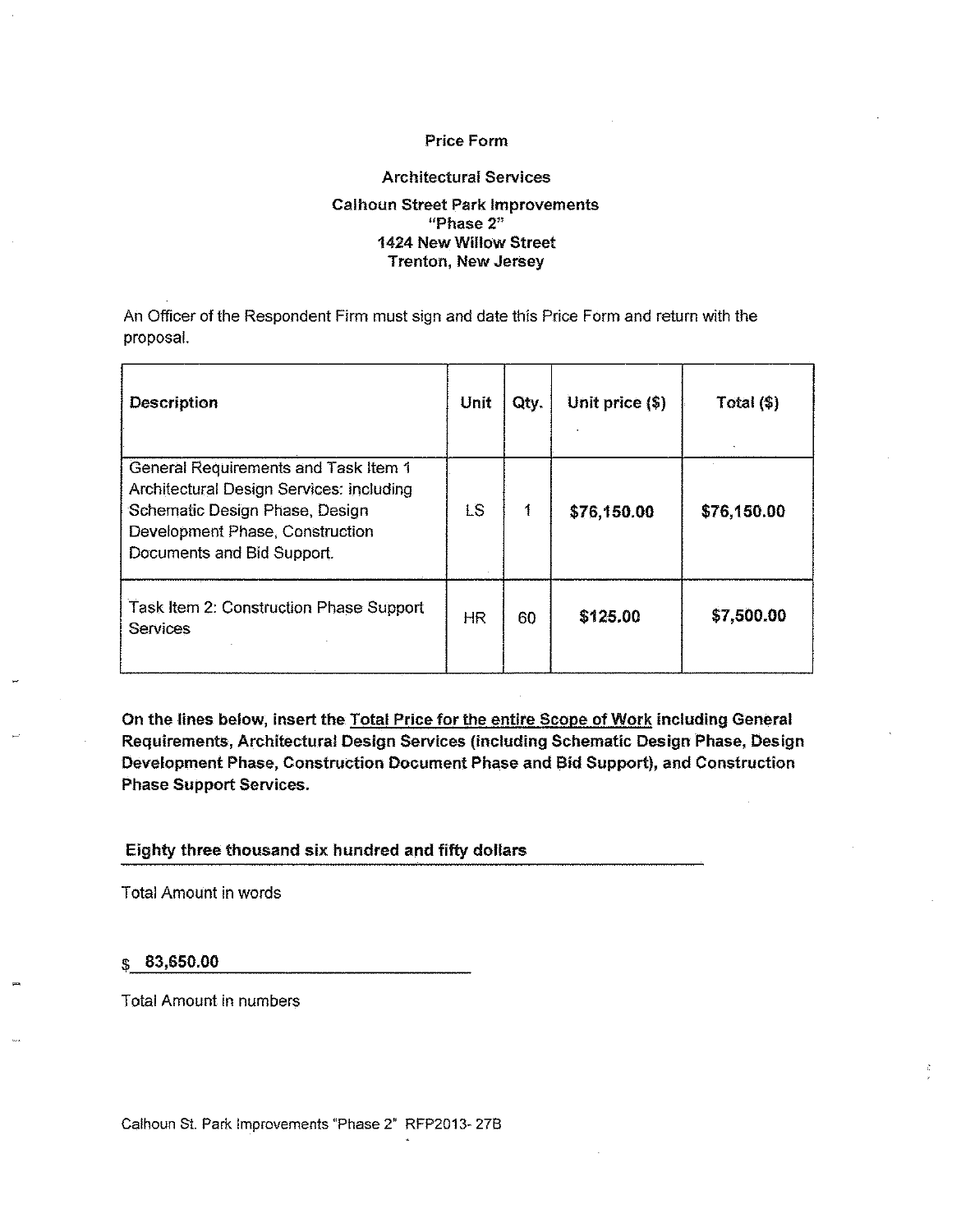# Price Form

## Architectural Services

### Calhoun Street Park Improvements
### "Phase 2"
### 1424 New Willow Street
### Trenton, New Jersey

An Officer of the Respondent Firm must sign and date this Price Form and return with the proposal.

| Description | Unit | Qty. | Unit price ($) | Total ($) |
|---|---|---|---|---|
| General Requirements and Task Item 1 Architectural Design Services: including Schematic Design Phase, Design Development Phase, Construction Documents and Bid Support. | LS | 1 | **$76,150.00** | **$76,150.00** |
| Task Item 2: Construction Phase Support Services | HR | 60 | **$125.00** | **$7,500.00** |

**On the lines below, insert the Total Price for the entire Scope of Work including General Requirements, Architectural Design Services (including Schematic Design Phase, Design Development Phase, Construction Document Phase and Bid Support), and Construction Phase Support Services.**

**Eighty three thousand six hundred and fifty dollars**

Total Amount in words

$ **83,650.00**

Total Amount in numbers

Calhoun St. Park Improvements "Phase 2" RFP2013- 27B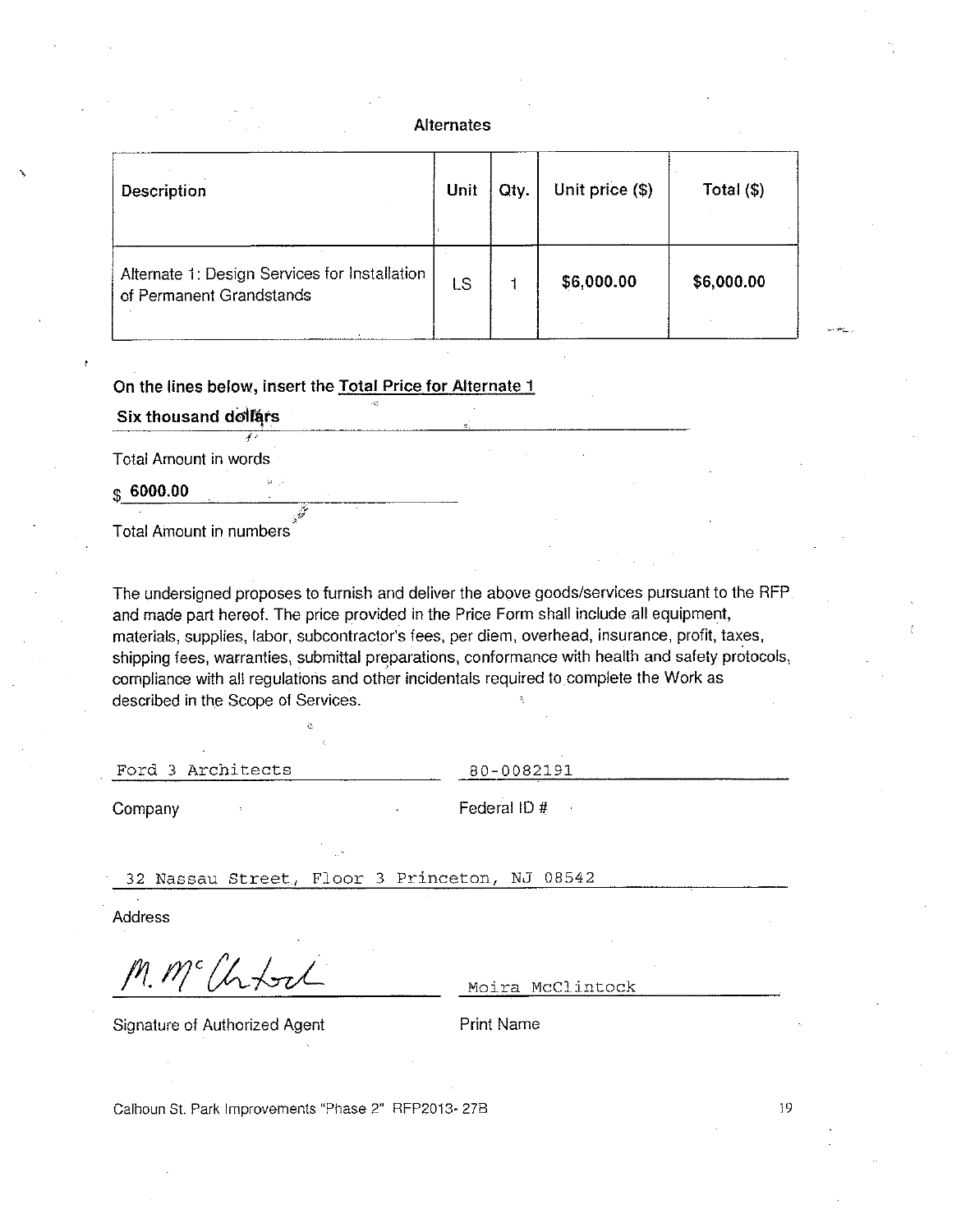## Alternates

| Description | Unit | Qty. | Unit price ($) | Total ($) |
|---|---|---|---|---|
| Alternate 1: Design Services for Installation of Permanent Grandstands | LS | 1 | $6,000.00 | $6,000.00 |

**On the lines below, insert the Total Price for Alternate 1**

**Six thousand dollars**

Total Amount in words

$ **6000.00**

Total Amount in numbers

The undersigned proposes to furnish and deliver the above goods/services pursuant to the RFP and made part hereof. The price provided in the Price Form shall include all equipment, materials, supplies, labor, subcontractor's fees, per diem, overhead, insurance, profit, taxes, shipping fees, warranties, submittal preparations, conformance with health and safety protocols, compliance with all regulations and other incidentals required to complete the Work as described in the Scope of Services.

Ford 3 Architects

Company

80-0082191

Federal ID #

32 Nassau Street, Floor 3 Princeton, NJ 08542

Address

M. McClintock

Signature of Authorized Agent

Moira McClintock

Print Name

Calhoun St. Park Improvements "Phase 2" RFP2013- 27B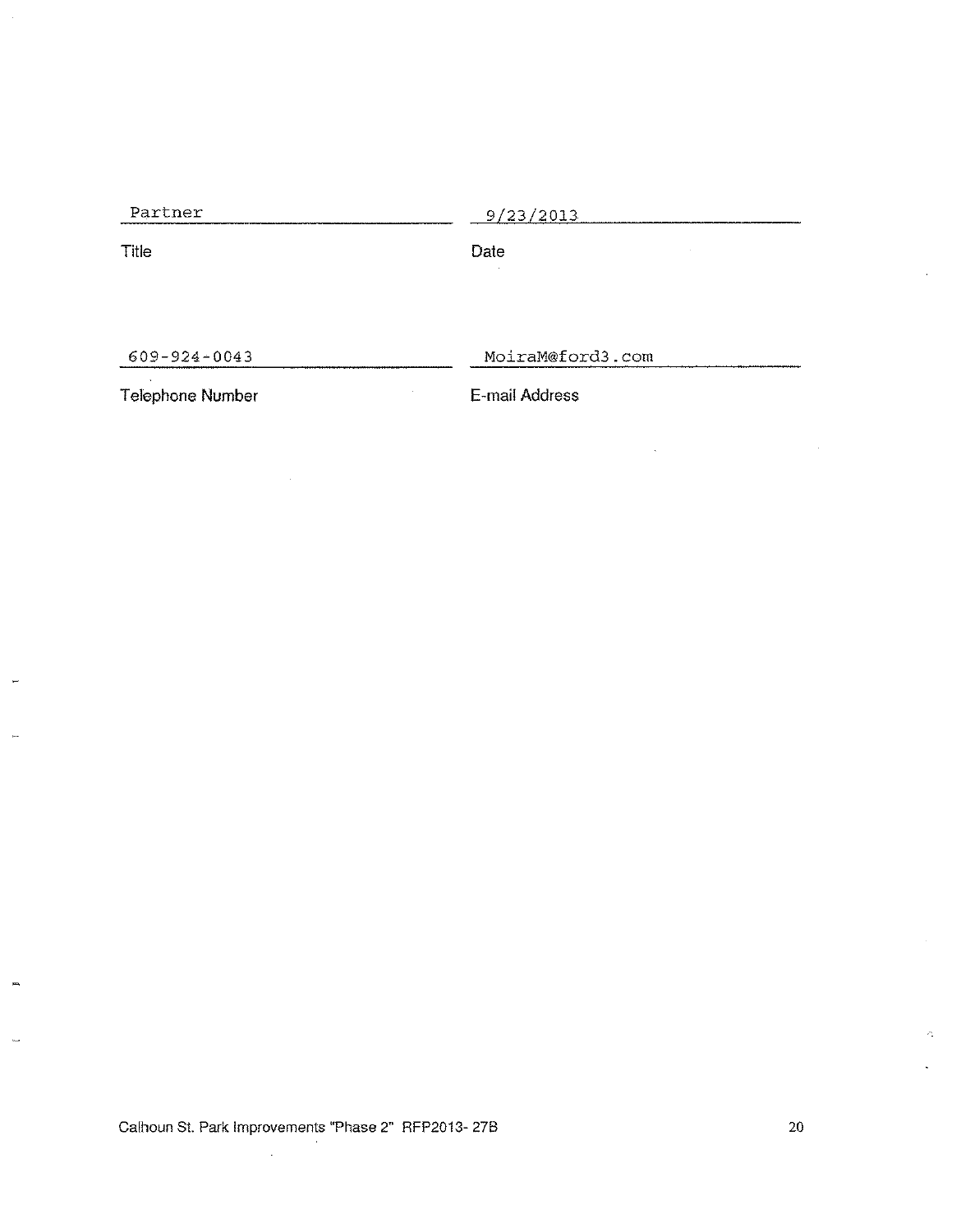| Partner | 9/23/2013 |
|---|---|
| Title | Date |

| 609-924-0043 | MoiraM@ford3.com |
|---|---|
| Telephone Number | E-mail Address |

Calhoun St. Park Improvements "Phase 2" RFP2013- 27B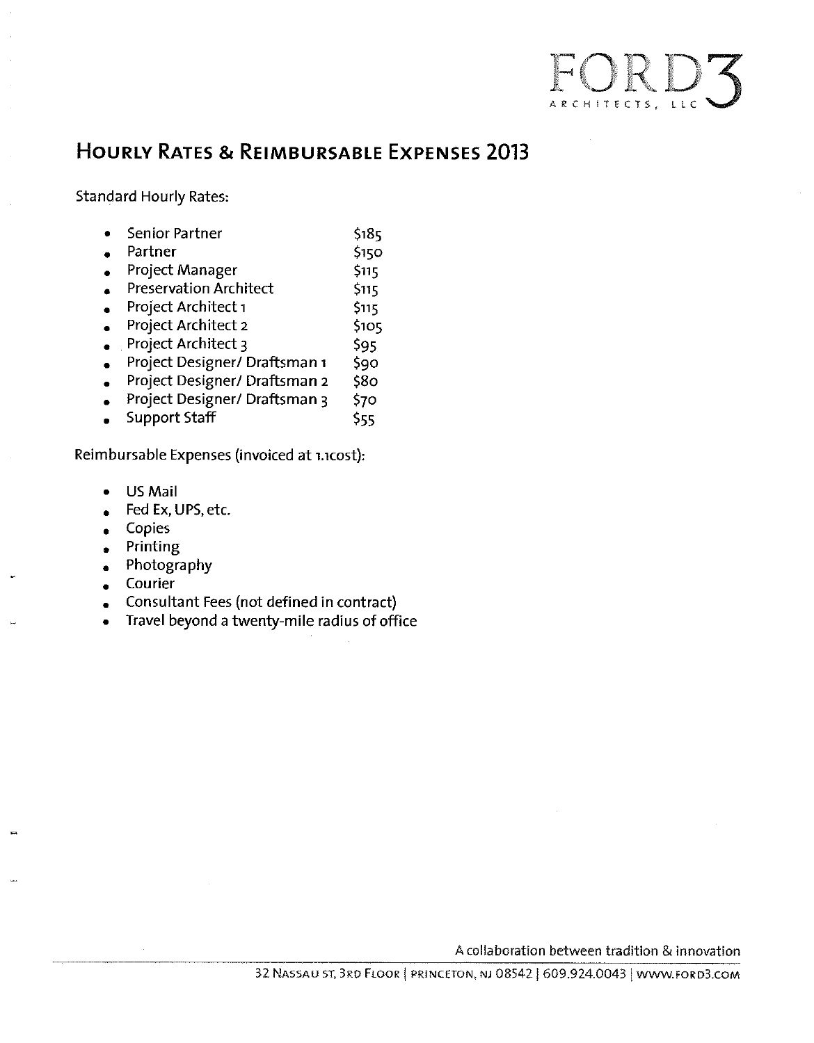FORD3
ARCHITECTS, LLC

## Hourly Rates & Reimbursable Expenses 2013

Standard Hourly Rates:

| Position | Rate |
|---|---|
| Senior Partner | $185 |
| Partner | $150 |
| Project Manager | $115 |
| Preservation Architect | $115 |
| Project Architect 1 | $115 |
| Project Architect 2 | $105 |
| Project Architect 3 | $95 |
| Project Designer/ Draftsman 1 | $90 |
| Project Designer/ Draftsman 2 | $80 |
| Project Designer/ Draftsman 3 | $70 |
| Support Staff | $55 |

Reimbursable Expenses (invoiced at 1.1cost):

- US Mail
- Fed Ex, UPS, etc.
- Copies
- Printing
- Photography
- Courier
- Consultant Fees (not defined in contract)
- Travel beyond a twenty-mile radius of office

A collaboration between tradition & innovation

32 Nassau St, 3rd Floor | Princeton, NJ 08542 | 609.924.0043 | www.ford3.com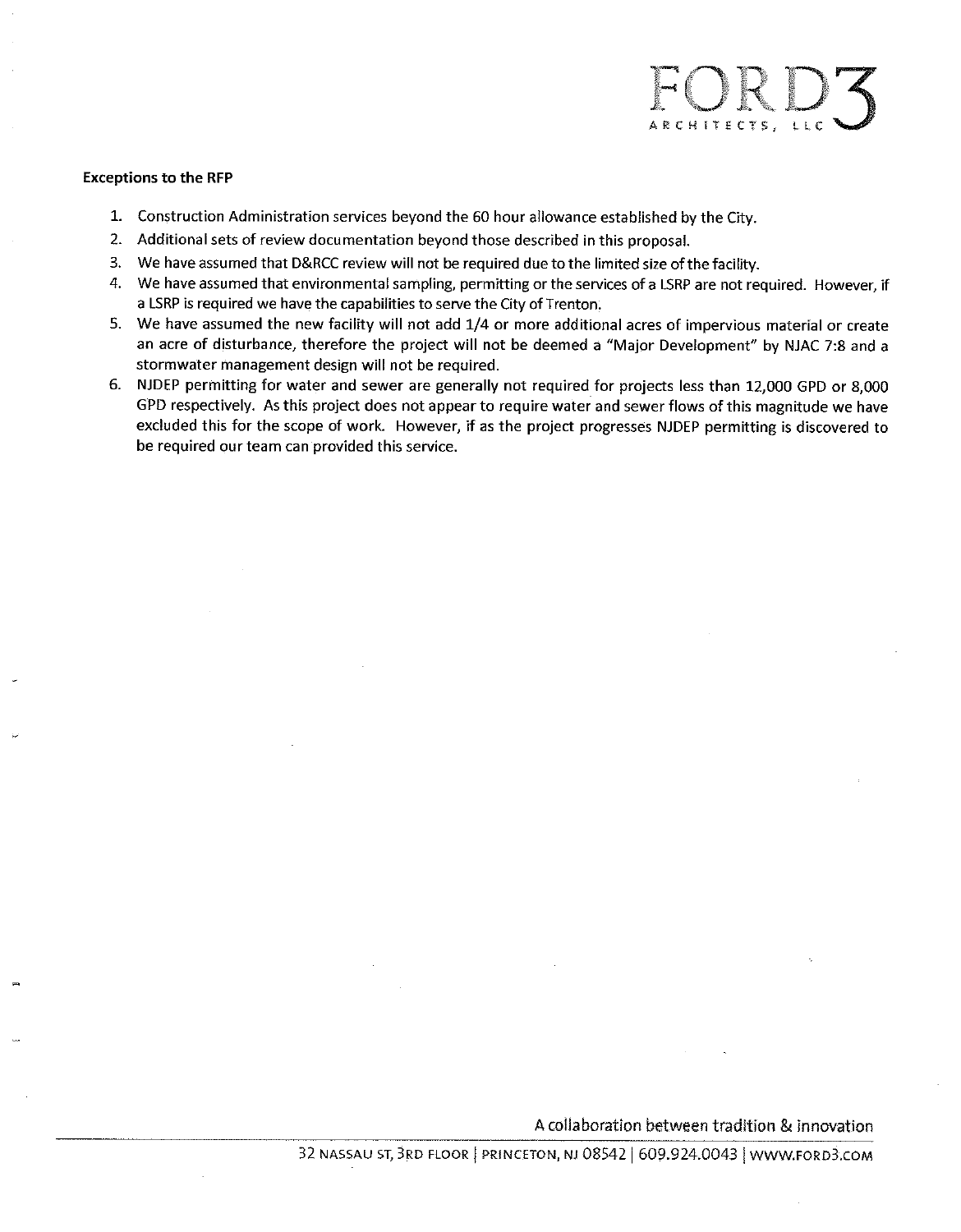**Exceptions to the RFP**

1. Construction Administration services beyond the 60 hour allowance established by the City.
2. Additional sets of review documentation beyond those described in this proposal.
3. We have assumed that D&RCC review will not be required due to the limited size of the facility.
4. We have assumed that environmental sampling, permitting or the services of a LSRP are not required. However, if a LSRP is required we have the capabilities to serve the City of Trenton.
5. We have assumed the new facility will not add 1/4 or more additional acres of impervious material or create an acre of disturbance, therefore the project will not be deemed a "Major Development" by NJAC 7:8 and a stormwater management design will not be required.
6. NJDEP permitting for water and sewer are generally not required for projects less than 12,000 GPD or 8,000 GPD respectively. As this project does not appear to require water and sewer flows of this magnitude we have excluded this for the scope of work. However, if as the project progresses NJDEP permitting is discovered to be required our team can provided this service.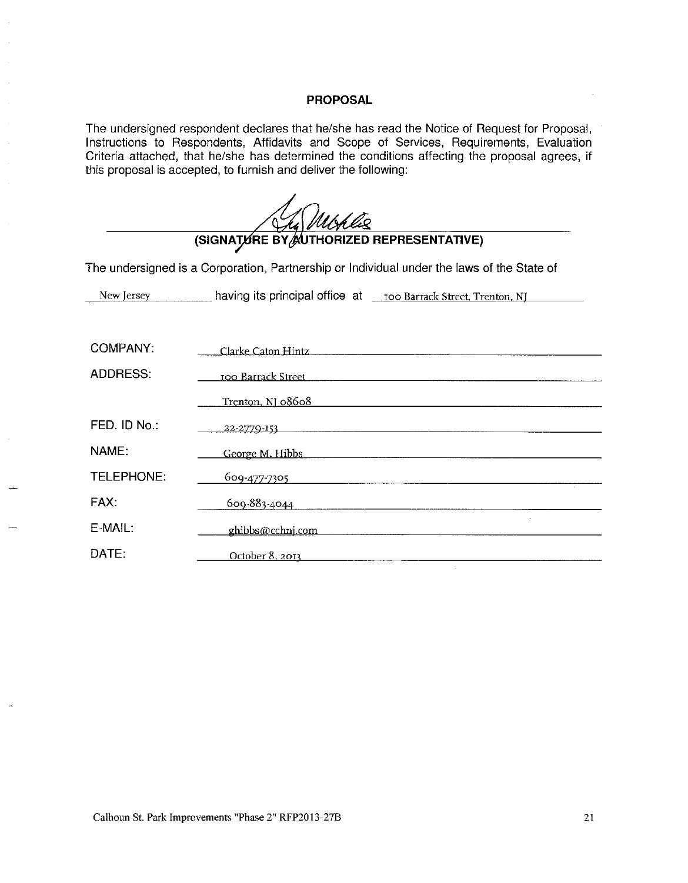## PROPOSAL

The undersigned respondent declares that he/she has read the Notice of Request for Proposal, Instructions to Respondents, Affidavits and Scope of Services, Requirements, Evaluation Criteria attached, that he/she has determined the conditions affecting the proposal agrees, if this proposal is accepted, to furnish and deliver the following:

**(SIGNATURE BY AUTHORIZED REPRESENTATIVE)**

The undersigned is a Corporation, Partnership or Individual under the laws of the State of

New Jersey having its principal office at 100 Barrack Street, Trenton, NJ

| | |
|---|---|
| COMPANY: | Clarke Caton Hintz |
| ADDRESS: | 100 Barrack Street |
| | Trenton, NJ 08608 |
| FED. ID No.: | 22-2779-153 |
| NAME: | George M. Hibbs |
| TELEPHONE: | 609-477-7305 |
| FAX: | 609-883-4044 |
| E-MAIL: | ghibbs@cchnj.com |
| DATE: | October 8, 2013 |

Calhoun St. Park Improvements "Phase 2" RFP2013-27B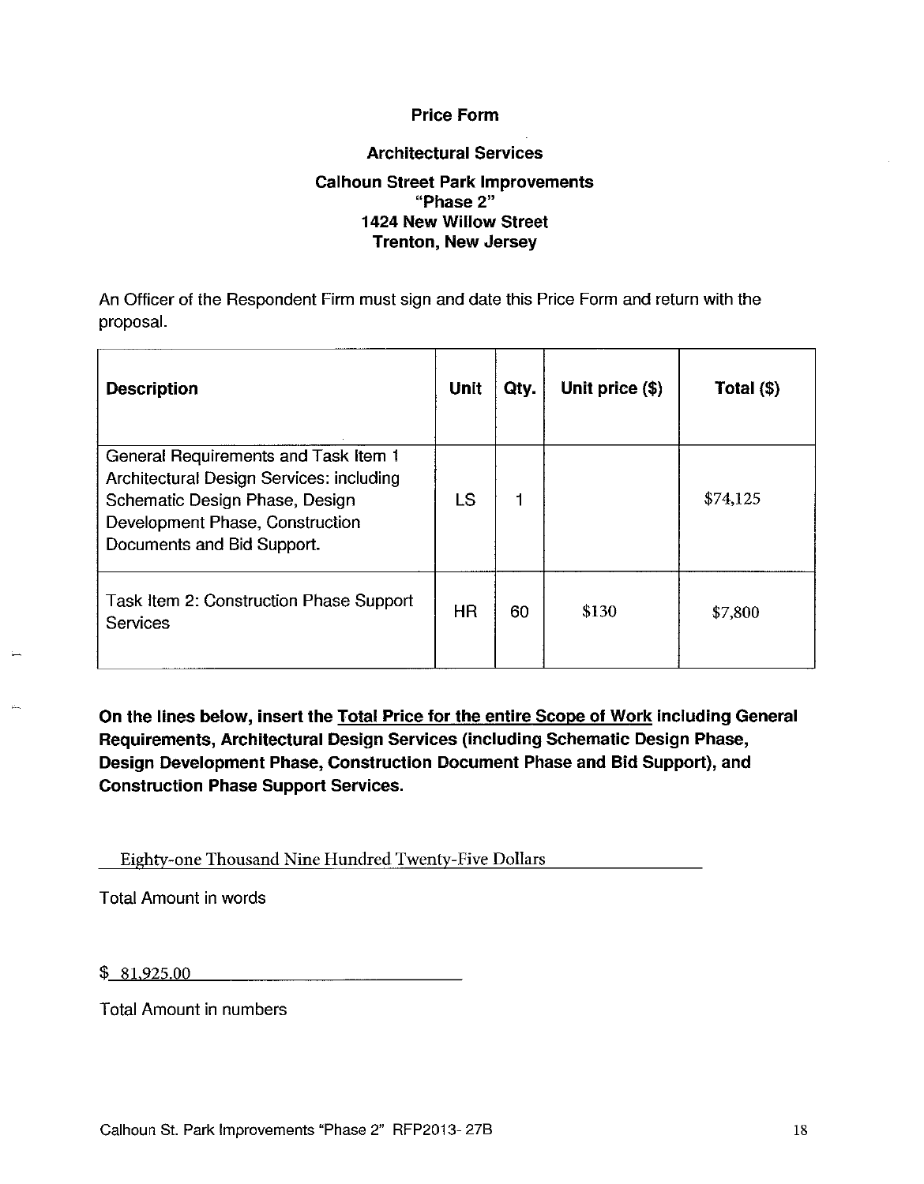# Price Form

## Architectural Services

### Calhoun Street Park Improvements
### "Phase 2"
### 1424 New Willow Street
### Trenton, New Jersey

An Officer of the Respondent Firm must sign and date this Price Form and return with the proposal.

| Description | Unit | Qty. | Unit price ($) | Total ($) |
|---|---|---|---|---|
| General Requirements and Task Item 1 Architectural Design Services: including Schematic Design Phase, Design Development Phase, Construction Documents and Bid Support. | LS | 1 | | $74,125 |
| Task Item 2: Construction Phase Support Services | HR | 60 | $130 | $7,800 |

**On the lines below, insert the <u>Total Price for the entire Scope of Work</u> including General Requirements, Architectural Design Services (including Schematic Design Phase, Design Development Phase, Construction Document Phase and Bid Support), and Construction Phase Support Services.**

Eighty-one Thousand Nine Hundred Twenty-Five Dollars

Total Amount in words

$ 81,925.00

Total Amount in numbers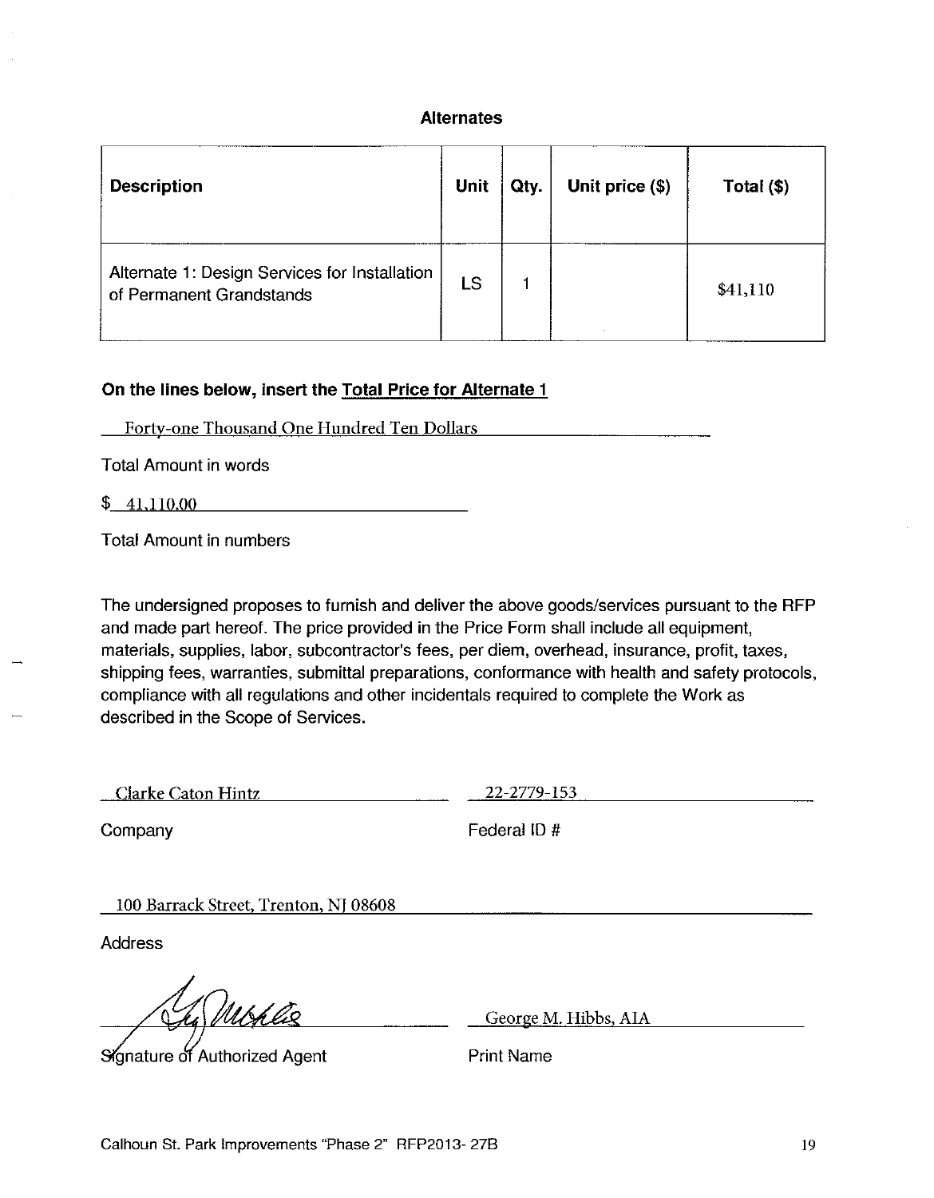## Alternates

| Description | Unit | Qty. | Unit price ($) | Total ($) |
|---|---|---|---|---|
| Alternate 1: Design Services for Installation of Permanent Grandstands | LS | 1 | | $41,110 |

**On the lines below, insert the Total Price for Alternate 1**

Forty-one Thousand One Hundred Ten Dollars

Total Amount in words

$ 41,110.00

Total Amount in numbers

The undersigned proposes to furnish and deliver the above goods/services pursuant to the RFP and made part hereof. The price provided in the Price Form shall include all equipment, materials, supplies, labor, subcontractor's fees, per diem, overhead, insurance, profit, taxes, shipping fees, warranties, submittal preparations, conformance with health and safety protocols, compliance with all regulations and other incidentals required to complete the Work as described in the Scope of Services.

Clarke Caton Hintz

Company

22-2779-153

Federal ID #

100 Barrack Street, Trenton, NJ 08608

Address

[Signature]

Signature of Authorized Agent

George M. Hibbs, AIA

Print Name

Calhoun St. Park Improvements "Phase 2" RFP2013- 27B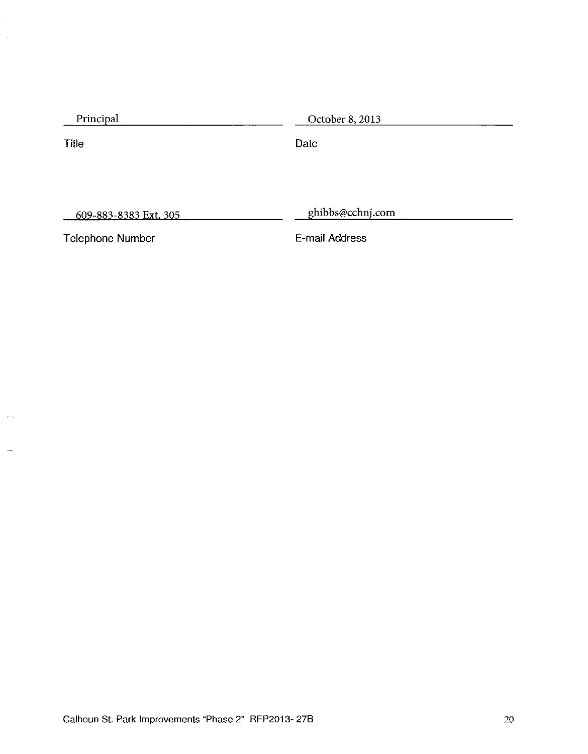| Principal | October 8, 2013 |
|---|---|
| Title | Date |

| 609-883-8383 Ext. 305 | ghibbs@cchnj.com |
|---|---|
| Telephone Number | E-mail Address |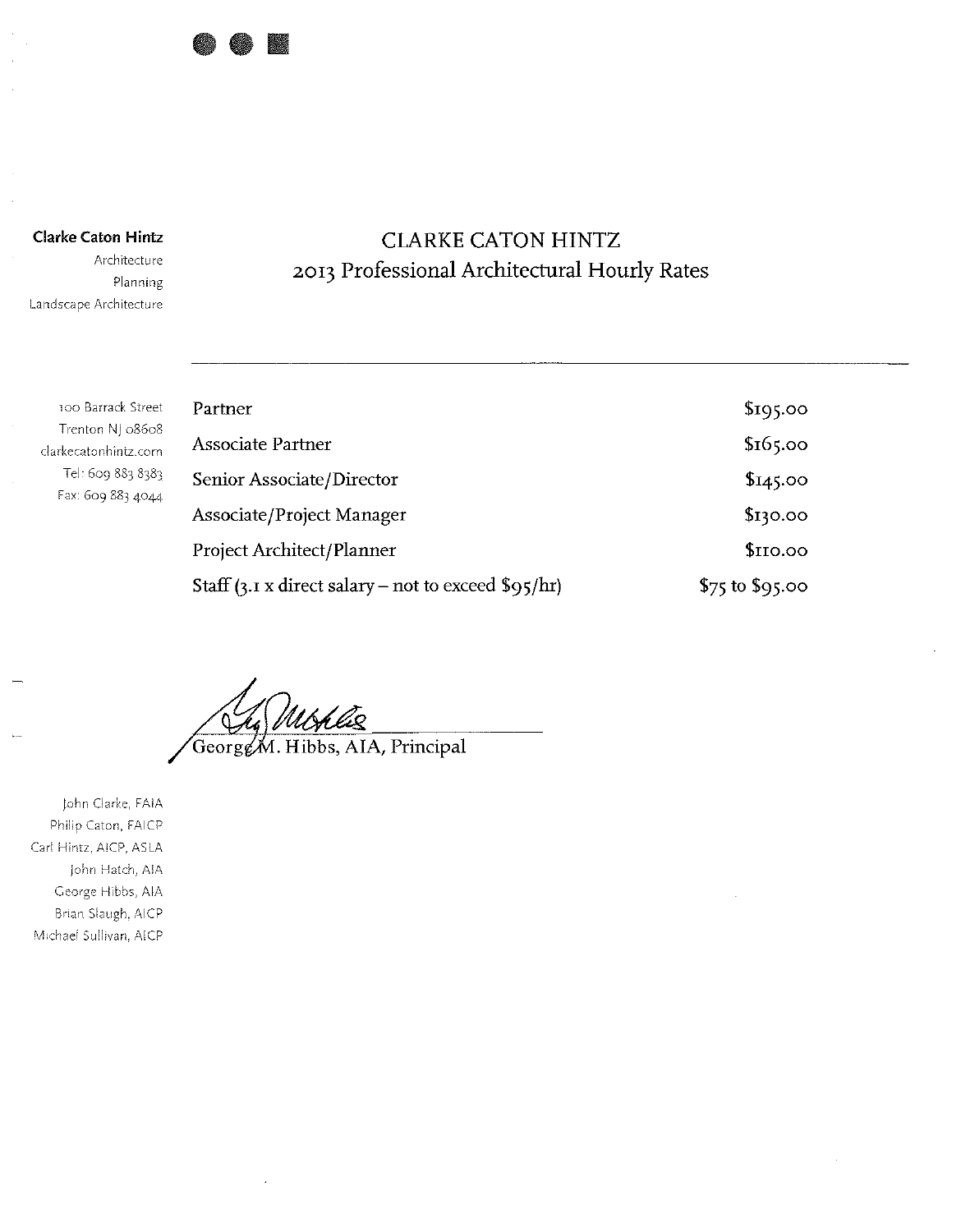**Clarke Caton Hintz**
Architecture
Planning
Landscape Architecture

# CLARKE CATON HINTZ
## 2013 Professional Architectural Hourly Rates

100 Barrack Street
Trenton NJ 08608
clarkecatonhintz.com
Tel: 609 883 8383
Fax: 609 883 4044

| Position | Rate |
|---|---|
| Partner | $195.00 |
| Associate Partner | $165.00 |
| Senior Associate/Director | $145.00 |
| Associate/Project Manager | $130.00 |
| Project Architect/Planner | $110.00 |
| Staff (3.1 x direct salary – not to exceed $95/hr) | $75 to $95.00 |

George M. Hibbs, AIA, Principal

John Clarke, FAIA
Philip Caton, FAICP
Carl Hintz, AICP, ASLA
John Hatch, AIA
George Hibbs, AIA
Brian Slaugh, AICP
Michael Sullivan, AICP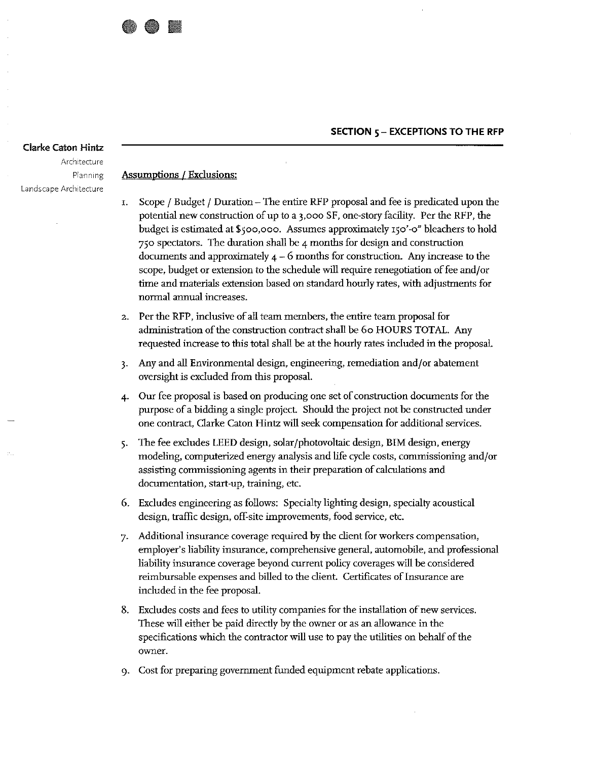## SECTION 5 – EXCEPTIONS TO THE RFP

**Clarke Caton Hintz**

Architecture
Planning
Landscape Architecture

**Assumptions / Exclusions:**

1. Scope / Budget / Duration – The entire RFP proposal and fee is predicated upon the potential new construction of up to a 3,000 SF, one-story facility. Per the RFP, the budget is estimated at $500,000. Assumes approximately 150'-0" bleachers to hold 750 spectators. The duration shall be 4 months for design and construction documents and approximately 4 – 6 months for construction. Any increase to the scope, budget or extension to the schedule will require renegotiation of fee and/or time and materials extension based on standard hourly rates, with adjustments for normal annual increases.

2. Per the RFP, inclusive of all team members, the entire team proposal for administration of the construction contract shall be 60 HOURS TOTAL. Any requested increase to this total shall be at the hourly rates included in the proposal.

3. Any and all Environmental design, engineering, remediation and/or abatement oversight is excluded from this proposal.

4. Our fee proposal is based on producing one set of construction documents for the purpose of a bidding a single project. Should the project not be constructed under one contract, Clarke Caton Hintz will seek compensation for additional services.

5. The fee excludes LEED design, solar/photovoltaic design, BIM design, energy modeling, computerized energy analysis and life cycle costs, commissioning and/or assisting commissioning agents in their preparation of calculations and documentation, start-up, training, etc.

6. Excludes engineering as follows: Specialty lighting design, specialty acoustical design, traffic design, off-site improvements, food service, etc.

7. Additional insurance coverage required by the client for workers compensation, employer's liability insurance, comprehensive general, automobile, and professional liability insurance coverage beyond current policy coverages will be considered reimbursable expenses and billed to the client. Certificates of Insurance are included in the fee proposal.

8. Excludes costs and fees to utility companies for the installation of new services. These will either be paid directly by the owner or as an allowance in the specifications which the contractor will use to pay the utilities on behalf of the owner.

9. Cost for preparing government funded equipment rebate applications.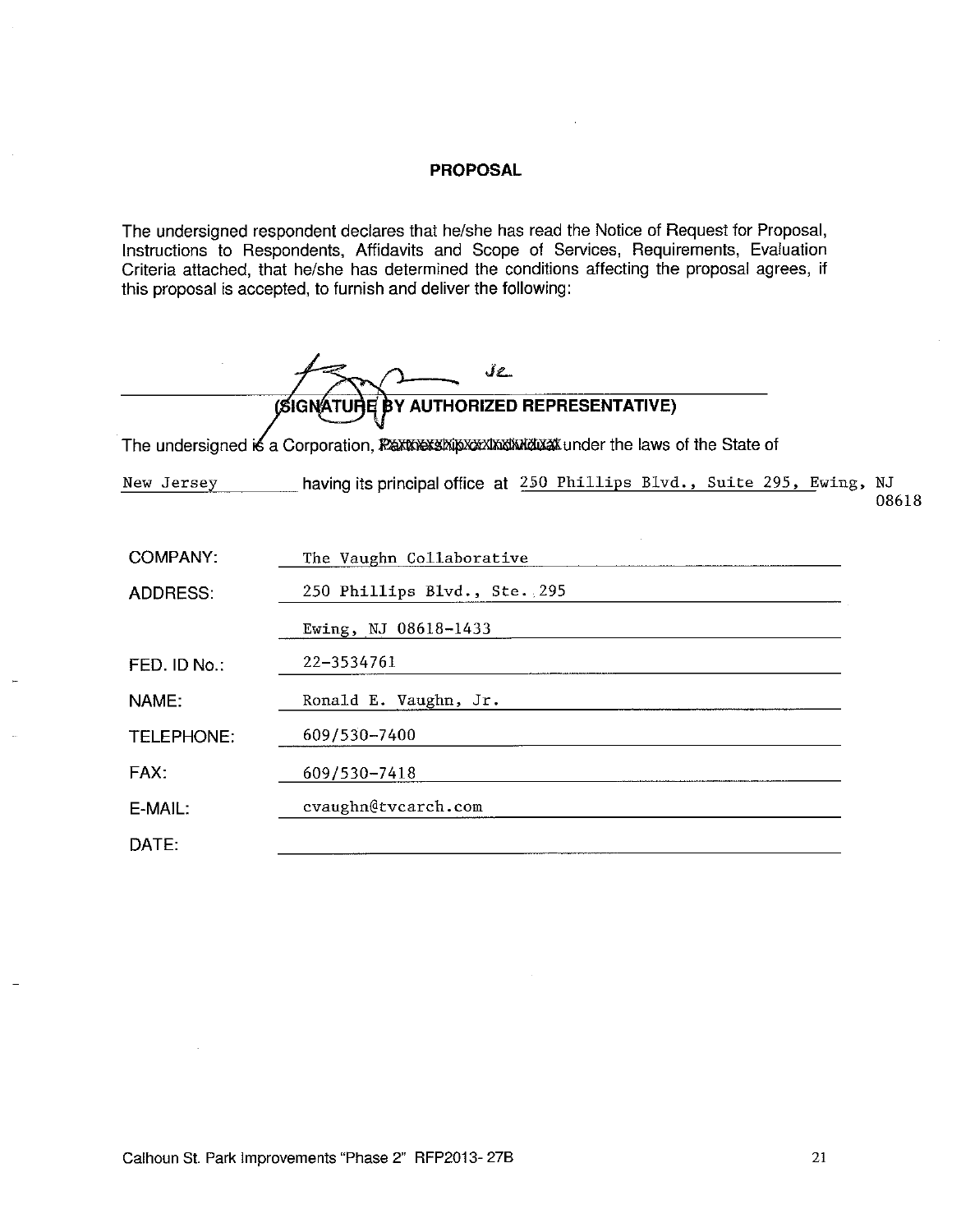# PROPOSAL

The undersigned respondent declares that he/she has read the Notice of Request for Proposal, Instructions to Respondents, Affidavits and Scope of Services, Requirements, Evaluation Criteria attached, that he/she has determined the conditions affecting the proposal agrees, if this proposal is accepted, to furnish and deliver the following:

______________________________________________
(SIGNATURE BY AUTHORIZED REPRESENTATIVE)

The undersigned is a Corporation, ~~Partnership or Individual~~ under the laws of the State of

New Jersey having its principal office at 250 Phillips Blvd., Suite 295, Ewing, NJ 08618

| | |
|---|---|
| COMPANY: | The Vaughn Collaborative |
| ADDRESS: | 250 Phillips Blvd., Ste. 295 |
| | Ewing, NJ 08618-1433 |
| FED. ID No.: | 22-3534761 |
| NAME: | Ronald E. Vaughn, Jr. |
| TELEPHONE: | 609/530-7400 |
| FAX: | 609/530-7418 |
| E-MAIL: | cvaughn@tvcarch.com |
| DATE: | |

Calhoun St. Park Improvements "Phase 2" RFP2013- 27B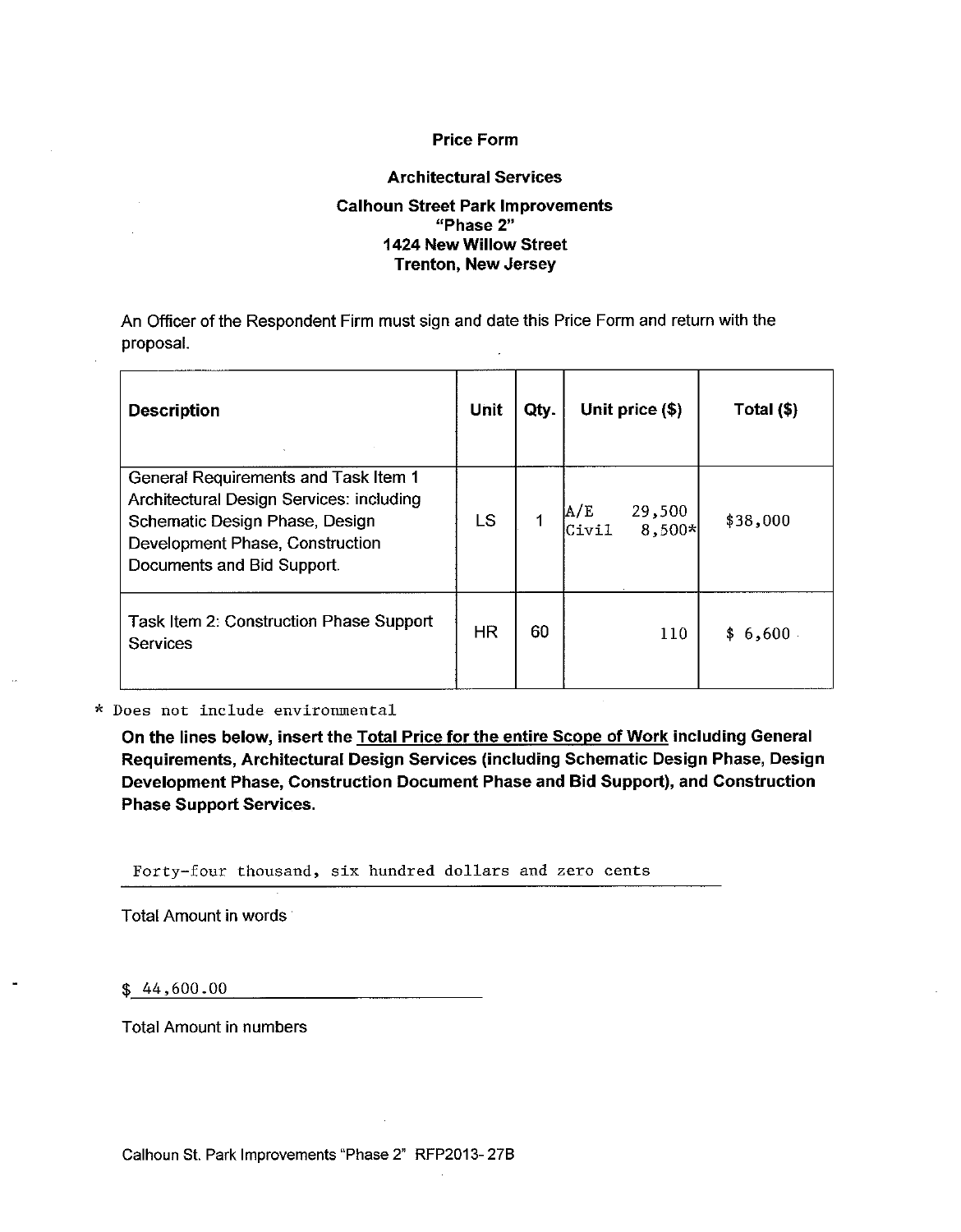# Price Form

## Architectural Services

### Calhoun Street Park Improvements
### "Phase 2"
### 1424 New Willow Street
### Trenton, New Jersey

An Officer of the Respondent Firm must sign and date this Price Form and return with the proposal.

| Description | Unit | Qty. | Unit price ($) | Total ($) |
|---|---|---|---|---|
| General Requirements and Task Item 1 Architectural Design Services: including Schematic Design Phase, Design Development Phase, Construction Documents and Bid Support. | LS | 1 | A/E 29,500<br>Civil 8,500* | $38,000 |
| Task Item 2: Construction Phase Support Services | HR | 60 | 110 | $ 6,600 |

\* Does not include environmental

**On the lines below, insert the Total Price for the entire Scope of Work including General Requirements, Architectural Design Services (including Schematic Design Phase, Design Development Phase, Construction Document Phase and Bid Support), and Construction Phase Support Services.**

Forty-four thousand, six hundred dollars and zero cents

Total Amount in words

$ 44,600.00

Total Amount in numbers

Calhoun St. Park Improvements "Phase 2" RFP2013- 27B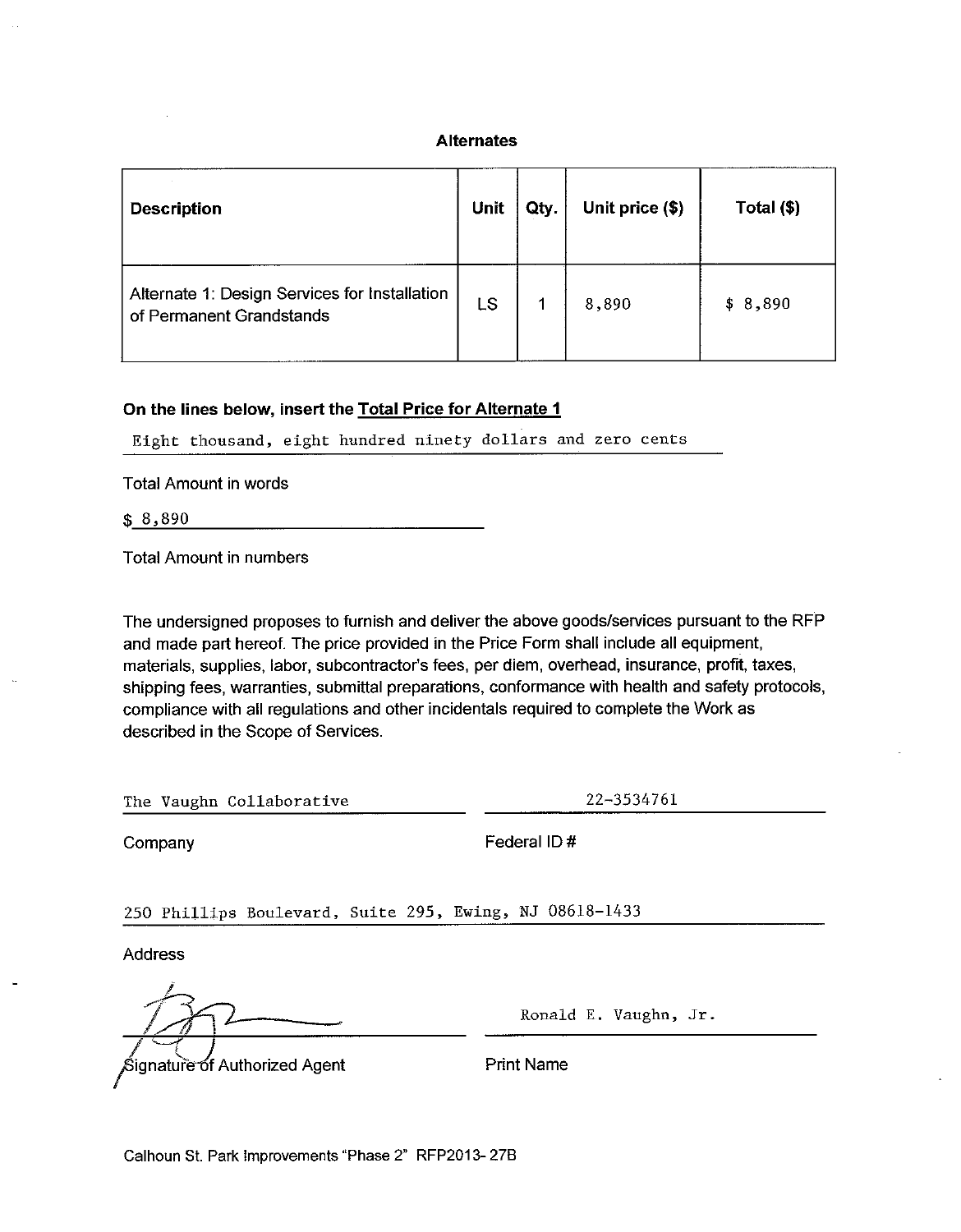## Alternates

| Description | Unit | Qty. | Unit price ($) | Total ($) |
|---|---|---|---|---|
| Alternate 1: Design Services for Installation of Permanent Grandstands | LS | 1 | 8,890 | $ 8,890 |

**On the lines below, insert the Total Price for Alternate 1**

Eight thousand, eight hundred ninety dollars and zero cents

Total Amount in words

$ 8,890

Total Amount in numbers

The undersigned proposes to furnish and deliver the above goods/services pursuant to the RFP and made part hereof. The price provided in the Price Form shall include all equipment, materials, supplies, labor, subcontractor's fees, per diem, overhead, insurance, profit, taxes, shipping fees, warranties, submittal preparations, conformance with health and safety protocols, compliance with all regulations and other incidentals required to complete the Work as described in the Scope of Services.

The Vaughn Collaborative

Company

22-3534761

Federal ID #

250 Phillips Boulevard, Suite 295, Ewing, NJ 08618-1433

Address

Signature of Authorized Agent

Ronald E. Vaughn, Jr.

Print Name

Calhoun St. Park Improvements "Phase 2" RFP2013- 27B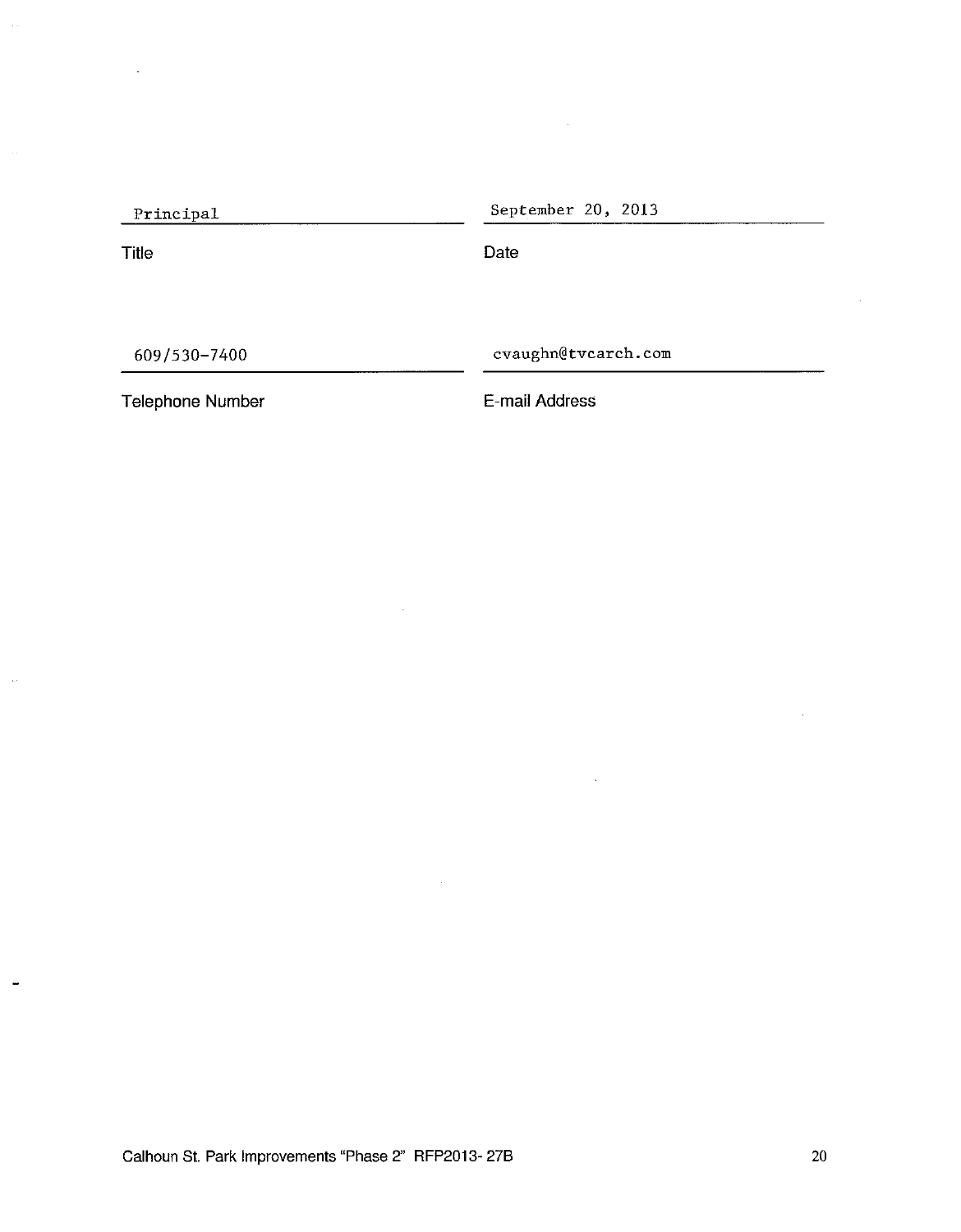| Principal | September 20, 2013 |
|---|---|
| Title | Date |
| 609/530-7400 | cvaughn@tvcarch.com |
| Telephone Number | E-mail Address |

Calhoun St. Park Improvements "Phase 2" RFP2013- 27B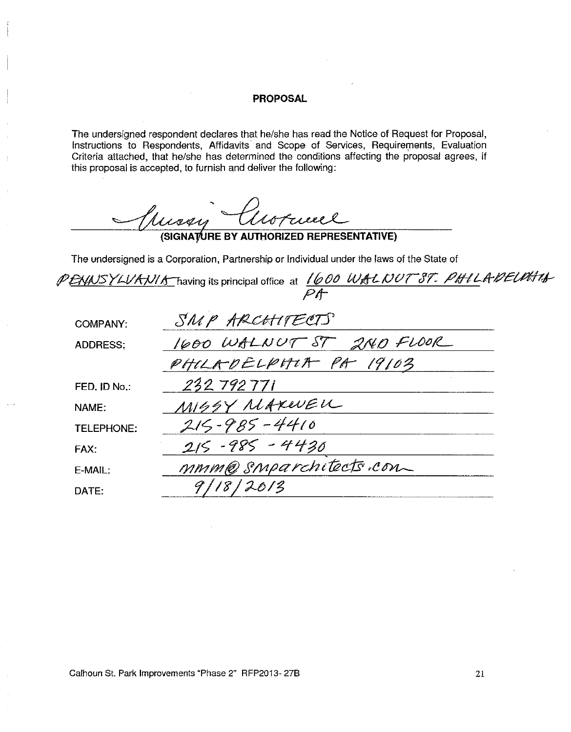## PROPOSAL

The undersigned respondent declares that he/she has read the Notice of Request for Proposal, Instructions to Respondents, Affidavits and Scope of Services, Requirements, Evaluation Criteria attached, that he/she has determined the conditions affecting the proposal agrees, if this proposal is accepted, to furnish and deliver the following:

Missy Maxwell

**(SIGNATURE BY AUTHORIZED REPRESENTATIVE)**

The undersigned is a Corporation, Partnership or Individual under the laws of the State of PENNSYLVANIA having its principal office at 1600 WALNUT ST. PHILADELPHIA PA

| | |
|---|---|
| COMPANY: | SMP ARCHITECTS |
| ADDRESS: | 1600 WALNUT ST 2ND FLOOR<br>PHILADELPHIA PA 19103 |
| FED. ID No.: | 232792771 |
| NAME: | MISSY MAXWELL |
| TELEPHONE: | 215-985-4410 |
| FAX: | 215-985-4430 |
| E-MAIL: | mmm@smparchitects.com |
| DATE: | 9/18/2013 |

Calhoun St. Park Improvements "Phase 2" RFP2013-27B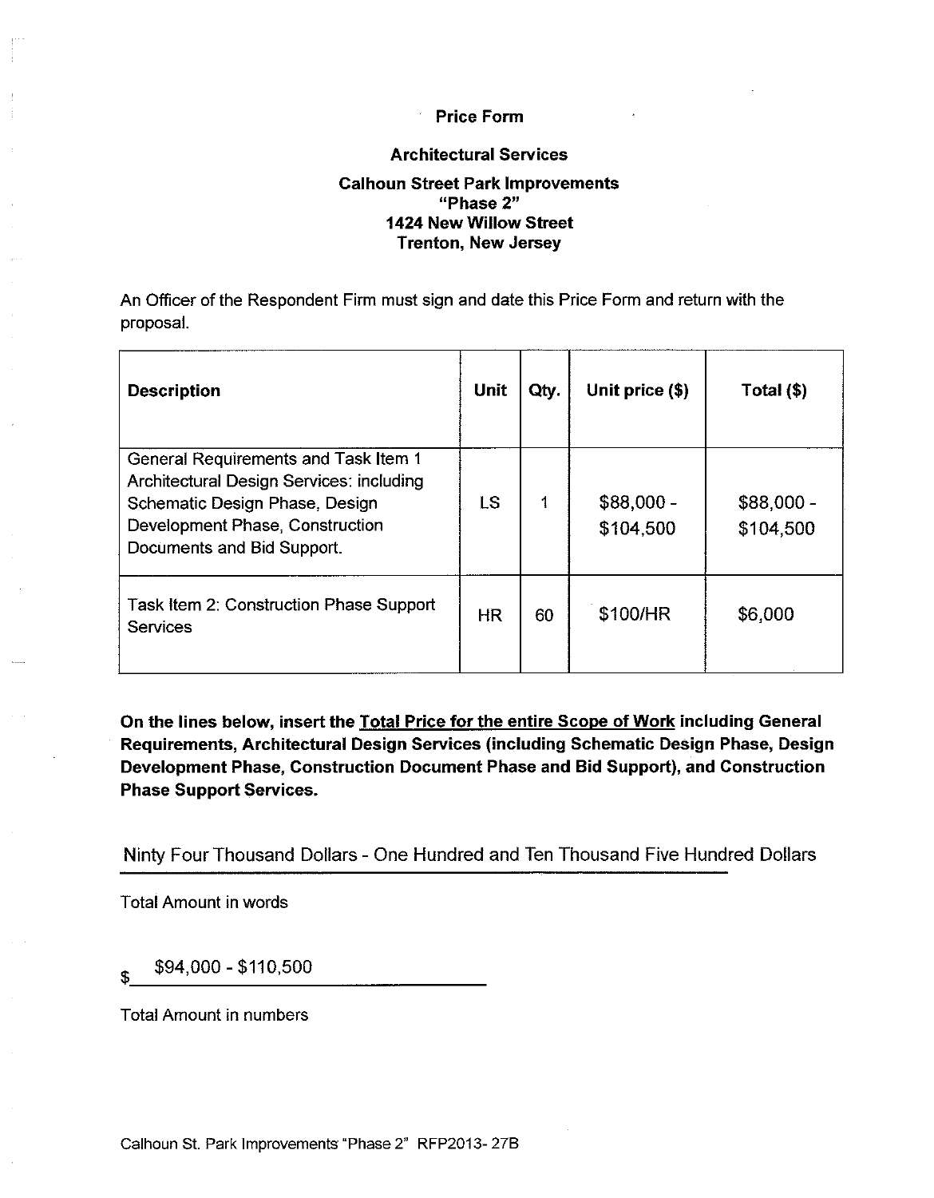# Price Form

## Architectural Services

### Calhoun Street Park Improvements
### "Phase 2"
### 1424 New Willow Street
### Trenton, New Jersey

An Officer of the Respondent Firm must sign and date this Price Form and return with the proposal.

| Description | Unit | Qty. | Unit price ($) | Total ($) |
|---|---|---|---|---|
| General Requirements and Task Item 1 Architectural Design Services: including Schematic Design Phase, Design Development Phase, Construction Documents and Bid Support. | LS | 1 | $88,000 - $104,500 | $88,000 - $104,500 |
| Task Item 2: Construction Phase Support Services | HR | 60 | $100/HR | $6,000 |

**On the lines below, insert the <u>Total Price for the entire Scope of Work</u> including General Requirements, Architectural Design Services (including Schematic Design Phase, Design Development Phase, Construction Document Phase and Bid Support), and Construction Phase Support Services.**

Ninty Four Thousand Dollars - One Hundred and Ten Thousand Five Hundred Dollars

Total Amount in words

$ $94,000 - $110,500

Total Amount in numbers

Calhoun St. Park Improvements "Phase 2" RFP2013- 27B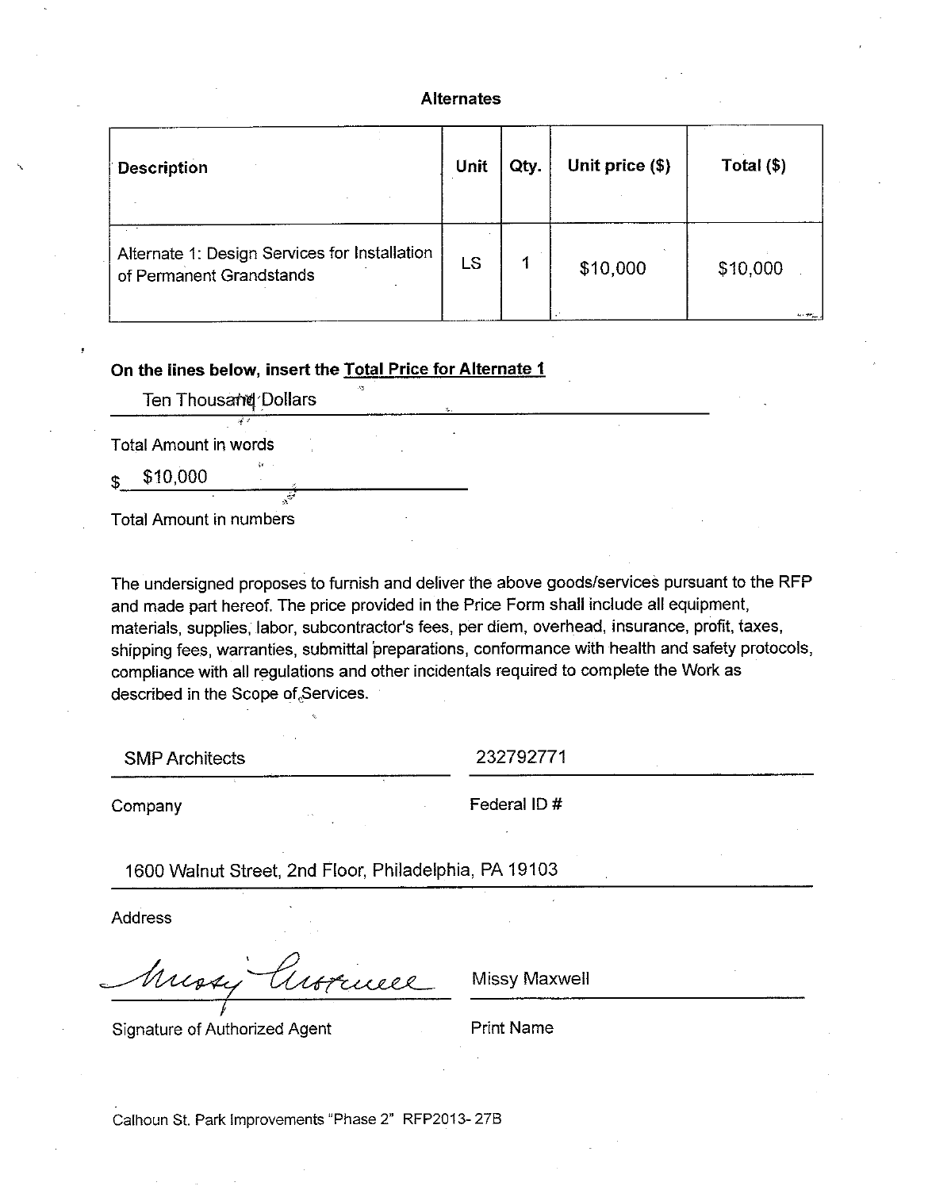## Alternates

| Description | Unit | Qty. | Unit price ($) | Total ($) |
|---|---|---|---|---|
| Alternate 1: Design Services for Installation of Permanent Grandstands | LS | 1 | $10,000 | $10,000 |

**On the lines below, insert the Total Price for Alternate 1**

Ten Thousand Dollars

Total Amount in words

$ $10,000

Total Amount in numbers

The undersigned proposes to furnish and deliver the above goods/services pursuant to the RFP and made part hereof. The price provided in the Price Form shall include all equipment, materials, supplies, labor, subcontractor's fees, per diem, overhead, insurance, profit, taxes, shipping fees, warranties, submittal preparations, conformance with health and safety protocols, compliance with all regulations and other incidentals required to complete the Work as described in the Scope of Services.

SMP Architects

Company

232792771

Federal ID #

1600 Walnut Street, 2nd Floor, Philadelphia, PA 19103

Address

Missy Maxwell

Signature of Authorized Agent

Missy Maxwell

Print Name

Calhoun St. Park Improvements "Phase 2" RFP2013- 27B